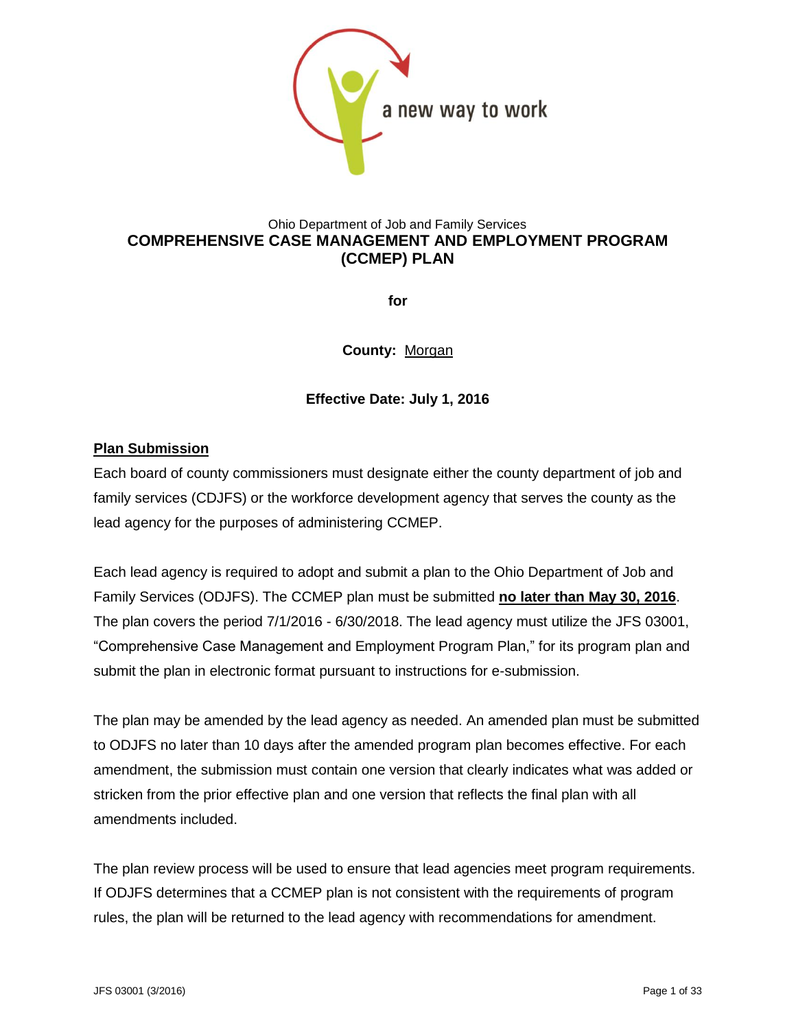a new way to work

Ohio Department of Job and Family Services

# COMPREHENSIVE CASE MANAGEMENT AND EMPLOYMENT PROGRAM (CCMEP) PLAN

**for**

**County:** Morgan

**Effective Date: July 1, 2016**

## Plan Submission

Each board of county commissioners must designate either the county department of job and family services (CDJFS) or the workforce development agency that serves the county as the lead agency for the purposes of administering CCMEP.

Each lead agency is required to adopt and submit a plan to the Ohio Department of Job and Family Services (ODJFS). The CCMEP plan must be submitted **no later than May 30, 2016**. The plan covers the period 7/1/2016 - 6/30/2018. The lead agency must utilize the JFS 03001, "Comprehensive Case Management and Employment Program Plan," for its program plan and submit the plan in electronic format pursuant to instructions for e-submission.

The plan may be amended by the lead agency as needed. An amended plan must be submitted to ODJFS no later than 10 days after the amended program plan becomes effective. For each amendment, the submission must contain one version that clearly indicates what was added or stricken from the prior effective plan and one version that reflects the final plan with all amendments included.

The plan review process will be used to ensure that lead agencies meet program requirements. If ODJFS determines that a CCMEP plan is not consistent with the requirements of program rules, the plan will be returned to the lead agency with recommendations for amendment.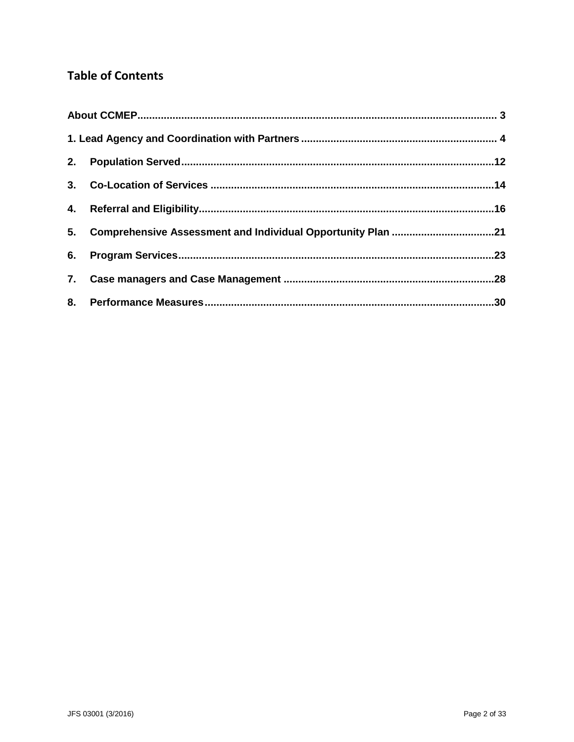## Table of Contents

About CCMEP ........................................................................................................................ 3

1. Lead Agency and Coordination with Partners .................................................................. 4

2. Population Served ........................................................................................................ 12

3. Co-Location of Services .............................................................................................. 14

4. Referral and Eligibility .................................................................................................. 16

5. Comprehensive Assessment and Individual Opportunity Plan ....................................... 21

6. Program Services ......................................................................................................... 23

7. Case managers and Case Management ....................................................................... 28

8. Performance Measures ................................................................................................ 30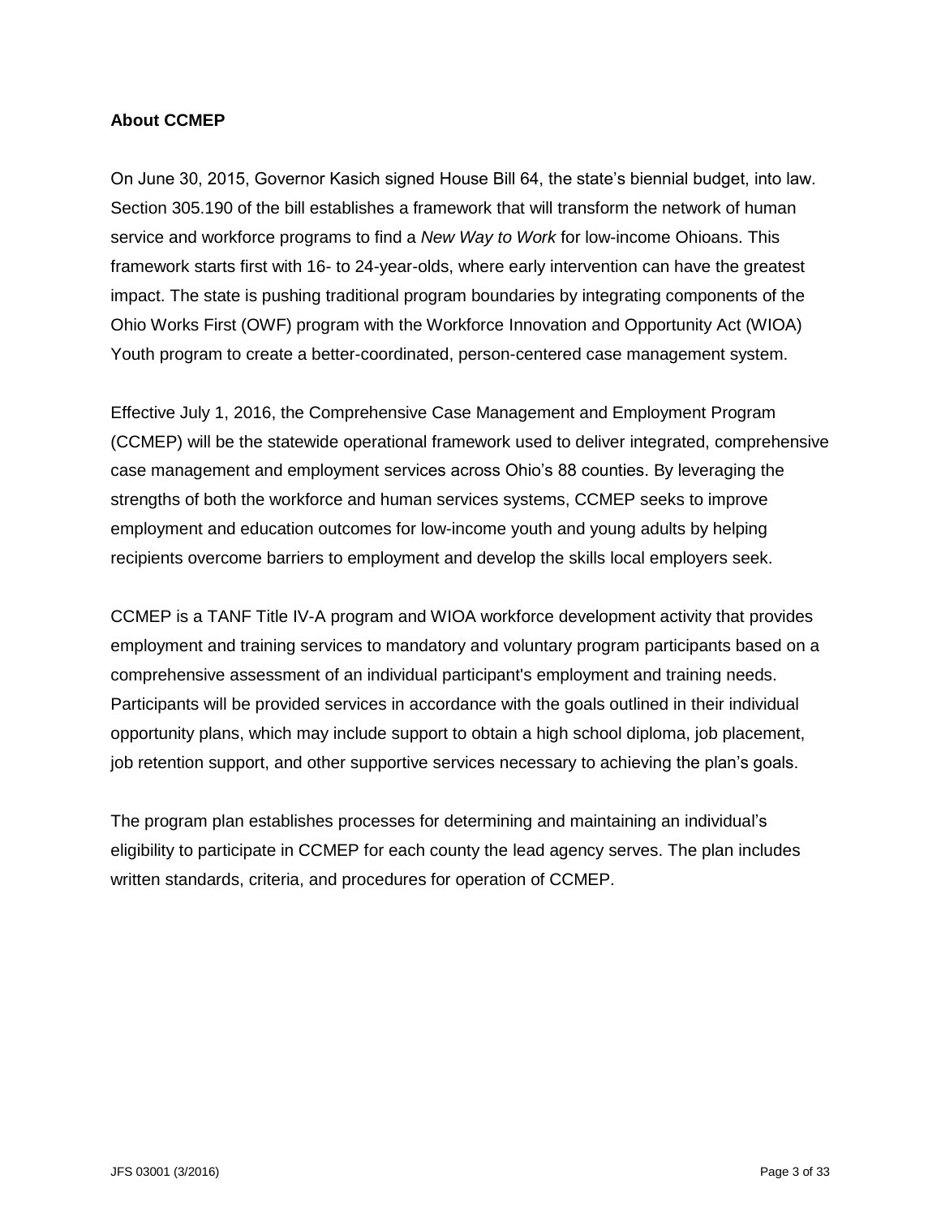## About CCMEP

On June 30, 2015, Governor Kasich signed House Bill 64, the state's biennial budget, into law. Section 305.190 of the bill establishes a framework that will transform the network of human service and workforce programs to find a *New Way to Work* for low-income Ohioans. This framework starts first with 16- to 24-year-olds, where early intervention can have the greatest impact. The state is pushing traditional program boundaries by integrating components of the Ohio Works First (OWF) program with the Workforce Innovation and Opportunity Act (WIOA) Youth program to create a better-coordinated, person-centered case management system.

Effective July 1, 2016, the Comprehensive Case Management and Employment Program (CCMEP) will be the statewide operational framework used to deliver integrated, comprehensive case management and employment services across Ohio's 88 counties. By leveraging the strengths of both the workforce and human services systems, CCMEP seeks to improve employment and education outcomes for low-income youth and young adults by helping recipients overcome barriers to employment and develop the skills local employers seek.

CCMEP is a TANF Title IV-A program and WIOA workforce development activity that provides employment and training services to mandatory and voluntary program participants based on a comprehensive assessment of an individual participant's employment and training needs. Participants will be provided services in accordance with the goals outlined in their individual opportunity plans, which may include support to obtain a high school diploma, job placement, job retention support, and other supportive services necessary to achieving the plan's goals.

The program plan establishes processes for determining and maintaining an individual's eligibility to participate in CCMEP for each county the lead agency serves. The plan includes written standards, criteria, and procedures for operation of CCMEP.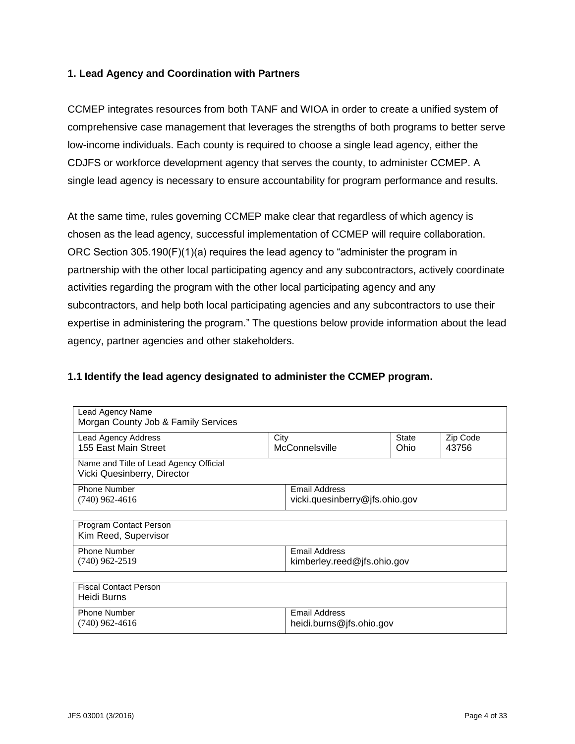### 1. Lead Agency and Coordination with Partners

CCMEP integrates resources from both TANF and WIOA in order to create a unified system of comprehensive case management that leverages the strengths of both programs to better serve low-income individuals. Each county is required to choose a single lead agency, either the CDJFS or workforce development agency that serves the county, to administer CCMEP. A single lead agency is necessary to ensure accountability for program performance and results.

At the same time, rules governing CCMEP make clear that regardless of which agency is chosen as the lead agency, successful implementation of CCMEP will require collaboration. ORC Section 305.190(F)(1)(a) requires the lead agency to "administer the program in partnership with the other local participating agency and any subcontractors, actively coordinate activities regarding the program with the other local participating agency and any subcontractors, and help both local participating agencies and any subcontractors to use their expertise in administering the program." The questions below provide information about the lead agency, partner agencies and other stakeholders.

### 1.1 Identify the lead agency designated to administer the CCMEP program.

| Lead Agency Name<br>Morgan County Job & Family Services | | | |
|---|---|---|---|
| Lead Agency Address<br>155 East Main Street | City<br>McConnelsville | State<br>Ohio | Zip Code<br>43756 |
| Name and Title of Lead Agency Official<br>Vicki Quesinberry, Director | | | |
| Phone Number<br>(740) 962-4616 | Email Address<br>vicki.quesinberry@jfs.ohio.gov | | |

| Program Contact Person<br>Kim Reed, Supervisor | |
|---|---|
| Phone Number<br>(740) 962-2519 | Email Address<br>kimberley.reed@jfs.ohio.gov |

| Fiscal Contact Person<br>Heidi Burns | |
|---|---|
| Phone Number<br>(740) 962-4616 | Email Address<br>heidi.burns@jfs.ohio.gov |

JFS 03001 (3/2016)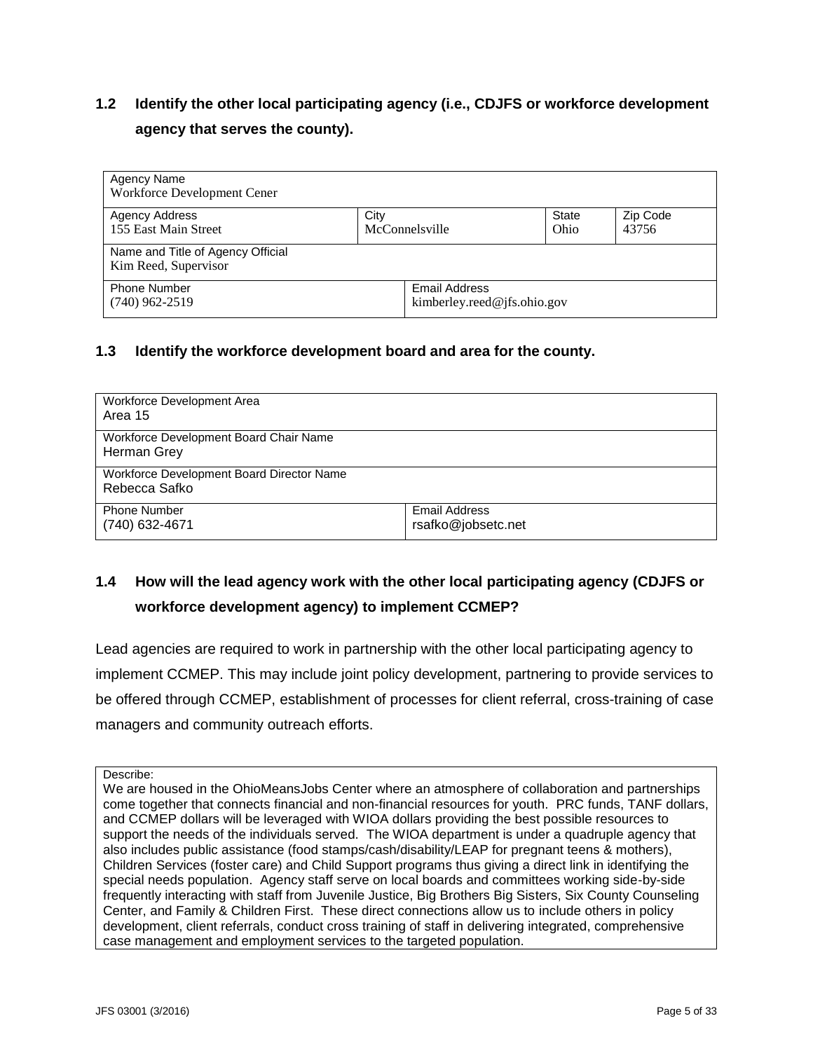### 1.2 Identify the other local participating agency (i.e., CDJFS or workforce development agency that serves the county).

| Agency Name<br>Workforce Development Cener | | | |
|---|---|---|---|
| Agency Address<br>155 East Main Street | City<br>McConnelsville | State<br>Ohio | Zip Code<br>43756 |
| Name and Title of Agency Official<br>Kim Reed, Supervisor | | | |
| Phone Number<br>(740) 962-2519 | Email Address<br>kimberley.reed@jfs.ohio.gov | | |

### 1.3 Identify the workforce development board and area for the county.

| Workforce Development Area<br>Area 15 | |
|---|---|
| Workforce Development Board Chair Name<br>Herman Grey | |
| Workforce Development Board Director Name<br>Rebecca Safko | |
| Phone Number<br>(740) 632-4671 | Email Address<br>rsafko@jobsetc.net |

### 1.4 How will the lead agency work with the other local participating agency (CDJFS or workforce development agency) to implement CCMEP?

Lead agencies are required to work in partnership with the other local participating agency to implement CCMEP. This may include joint policy development, partnering to provide services to be offered through CCMEP, establishment of processes for client referral, cross-training of case managers and community outreach efforts.

| Describe:<br>We are housed in the OhioMeansJobs Center where an atmosphere of collaboration and partnerships come together that connects financial and non-financial resources for youth. PRC funds, TANF dollars, and CCMEP dollars will be leveraged with WIOA dollars providing the best possible resources to support the needs of the individuals served. The WIOA department is under a quadruple agency that also includes public assistance (food stamps/cash/disability/LEAP for pregnant teens & mothers), Children Services (foster care) and Child Support programs thus giving a direct link in identifying the special needs population. Agency staff serve on local boards and committees working side-by-side frequently interacting with staff from Juvenile Justice, Big Brothers Big Sisters, Six County Counseling Center, and Family & Children First. These direct connections allow us to include others in policy development, client referrals, conduct cross training of staff in delivering integrated, comprehensive case management and employment services to the targeted population. |
|---|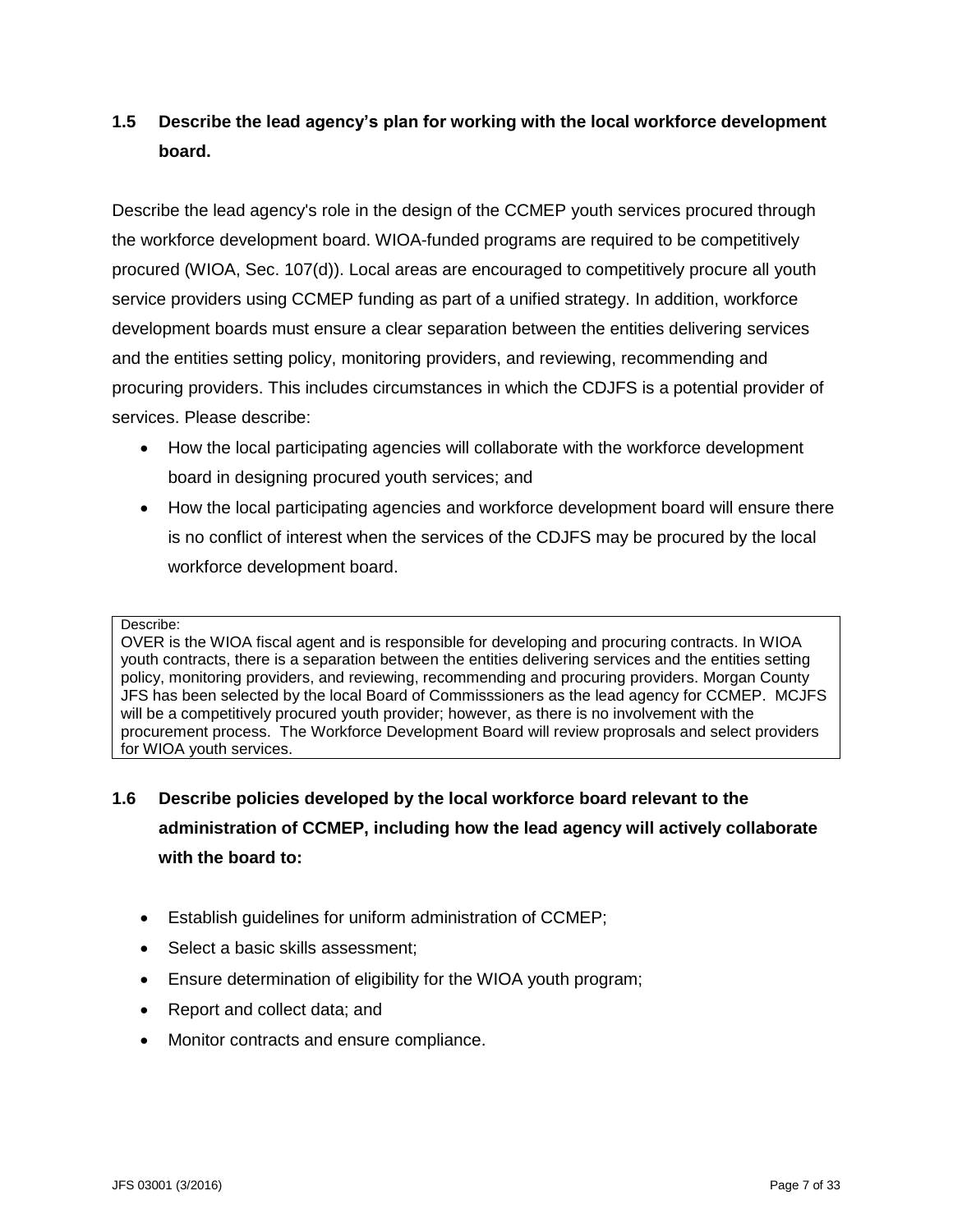### 1.5 Describe the lead agency's plan for working with the local workforce development board.

Describe the lead agency's role in the design of the CCMEP youth services procured through the workforce development board. WIOA-funded programs are required to be competitively procured (WIOA, Sec. 107(d)). Local areas are encouraged to competitively procure all youth service providers using CCMEP funding as part of a unified strategy. In addition, workforce development boards must ensure a clear separation between the entities delivering services and the entities setting policy, monitoring providers, and reviewing, recommending and procuring providers. This includes circumstances in which the CDJFS is a potential provider of services. Please describe:

- How the local participating agencies will collaborate with the workforce development board in designing procured youth services; and
- How the local participating agencies and workforce development board will ensure there is no conflict of interest when the services of the CDJFS may be procured by the local workforce development board.

| Describe: OVER is the WIOA fiscal agent and is responsible for developing and procuring contracts. In WIOA youth contracts, there is a separation between the entities delivering services and the entities setting policy, monitoring providers, and reviewing, recommending and procuring providers. Morgan County JFS has been selected by the local Board of Commisssioners as the lead agency for CCMEP. MCJFS will be a competitively procured youth provider; however, as there is no involvement with the procurement process. The Workforce Development Board will review proprosals and select providers for WIOA youth services. |
|---|

### 1.6 Describe policies developed by the local workforce board relevant to the administration of CCMEP, including how the lead agency will actively collaborate with the board to:

- Establish guidelines for uniform administration of CCMEP;
- Select a basic skills assessment;
- Ensure determination of eligibility for the WIOA youth program;
- Report and collect data; and
- Monitor contracts and ensure compliance.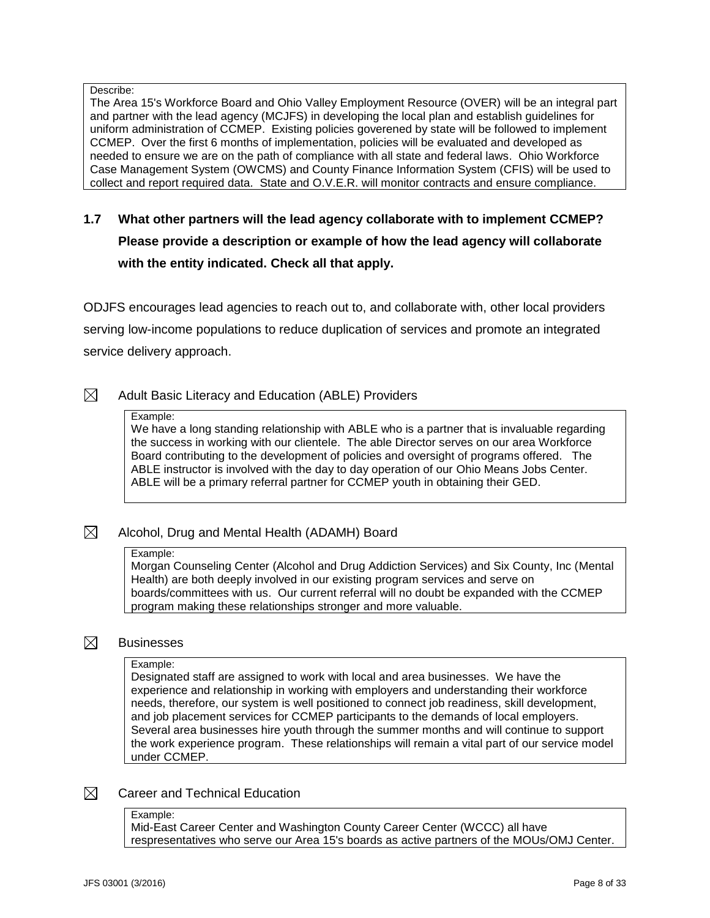Describe:
The Area 15's Workforce Board and Ohio Valley Employment Resource (OVER) will be an integral part and partner with the lead agency (MCJFS) in developing the local plan and establish guidelines for uniform administration of CCMEP. Existing policies goverened by state will be followed to implement CCMEP. Over the first 6 months of implementation, policies will be evaluated and developed as needed to ensure we are on the path of compliance with all state and federal laws. Ohio Workforce Case Management System (OWCMS) and County Finance Information System (CFIS) will be used to collect and report required data. State and O.V.E.R. will monitor contracts and ensure compliance.

### 1.7 What other partners will the lead agency collaborate with to implement CCMEP? Please provide a description or example of how the lead agency will collaborate with the entity indicated. Check all that apply.

ODJFS encourages lead agencies to reach out to, and collaborate with, other local providers serving low-income populations to reduce duplication of services and promote an integrated service delivery approach.

☒ Adult Basic Literacy and Education (ABLE) Providers

Example:
We have a long standing relationship with ABLE who is a partner that is invaluable regarding the success in working with our clientele. The able Director serves on our area Workforce Board contributing to the development of policies and oversight of programs offered. The ABLE instructor is involved with the day to day operation of our Ohio Means Jobs Center. ABLE will be a primary referral partner for CCMEP youth in obtaining their GED.

☒ Alcohol, Drug and Mental Health (ADAMH) Board

Example:
Morgan Counseling Center (Alcohol and Drug Addiction Services) and Six County, Inc (Mental Health) are both deeply involved in our existing program services and serve on boards/committees with us. Our current referral will no doubt be expanded with the CCMEP program making these relationships stronger and more valuable.

☒ Businesses

Example:
Designated staff are assigned to work with local and area businesses. We have the experience and relationship in working with employers and understanding their workforce needs, therefore, our system is well positioned to connect job readiness, skill development, and job placement services for CCMEP participants to the demands of local employers. Several area businesses hire youth through the summer months and will continue to support the work experience program. These relationships will remain a vital part of our service model under CCMEP.

☒ Career and Technical Education

Example:
Mid-East Career Center and Washington County Career Center (WCCC) all have respresentatives who serve our Area 15's boards as active partners of the MOUs/OMJ Center.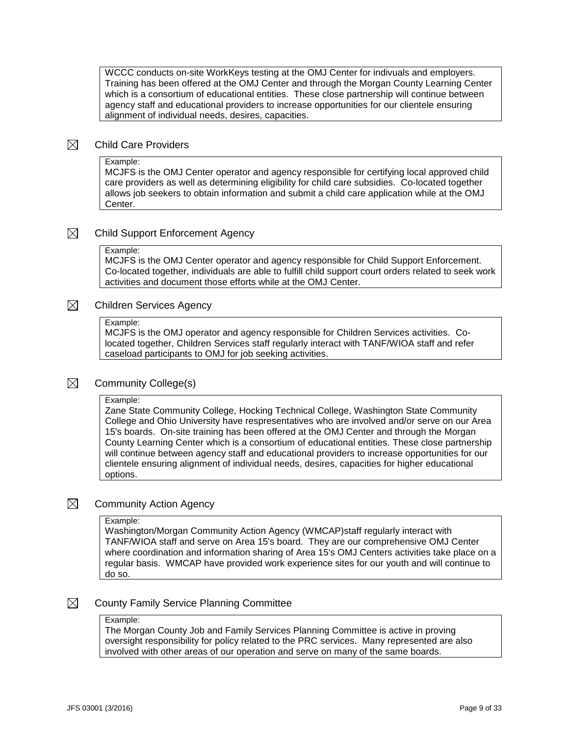WCCC conducts on-site WorkKeys testing at the OMJ Center for indivuals and employers. Training has been offered at the OMJ Center and through the Morgan County Learning Center which is a consortium of educational entities. These close partnership will continue between agency staff and educational providers to increase opportunities for our clientele ensuring alignment of individual needs, desires, capacities.

☒ Child Care Providers

Example:
MCJFS is the OMJ Center operator and agency responsible for certifying local approved child care providers as well as determining eligibility for child care subsidies. Co-located together allows job seekers to obtain information and submit a child care application while at the OMJ Center.

☒ Child Support Enforcement Agency

Example:
MCJFS is the OMJ Center operator and agency responsible for Child Support Enforcement. Co-located together, individuals are able to fulfill child support court orders related to seek work activities and document those efforts while at the OMJ Center.

☒ Children Services Agency

Example:
MCJFS is the OMJ operator and agency responsible for Children Services activities. Co-located together, Children Services staff regularly interact with TANF/WIOA staff and refer caseload participants to OMJ for job seeking activities.

☒ Community College(s)

Example:
Zane State Community College, Hocking Technical College, Washington State Community College and Ohio University have respresentatives who are involved and/or serve on our Area 15's boards. On-site training has been offered at the OMJ Center and through the Morgan County Learning Center which is a consortium of educational entities. These close partnership will continue between agency staff and educational providers to increase opportunities for our clientele ensuring alignment of individual needs, desires, capacities for higher educational options.

☒ Community Action Agency

Example:
Washington/Morgan Community Action Agency (WMCAP)staff regularly interact with TANF/WIOA staff and serve on Area 15's board. They are our comprehensive OMJ Center where coordination and information sharing of Area 15's OMJ Centers activities take place on a regular basis. WMCAP have provided work experience sites for our youth and will continue to do so.

☒ County Family Service Planning Committee

Example:
The Morgan County Job and Family Services Planning Committee is active in proving oversight responsibility for policy related to the PRC services. Many represented are also involved with other areas of our operation and serve on many of the same boards.

JFS 03001 (3/2016)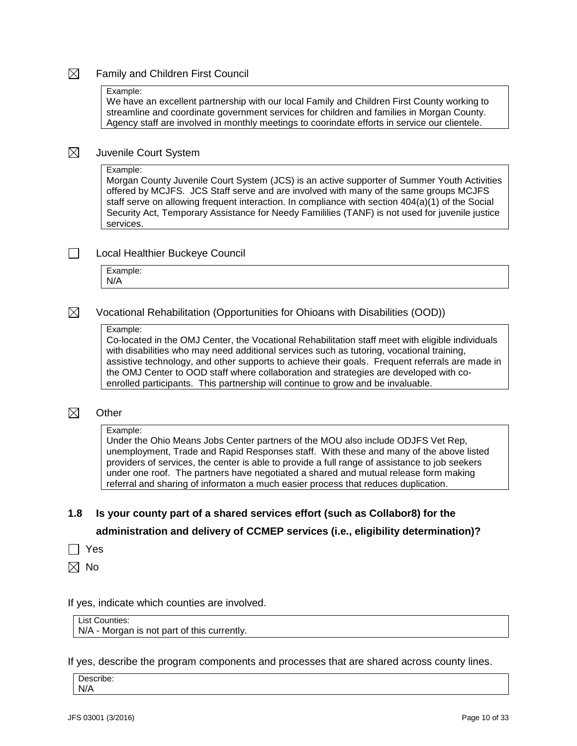☒ Family and Children First Council

Example:
We have an excellent partnership with our local Family and Children First County working to streamline and coordinate government services for children and families in Morgan County. Agency staff are involved in monthly meetings to coorindate efforts in service our clientele.

☒ Juvenile Court System

Example:
Morgan County Juvenile Court System (JCS) is an active supporter of Summer Youth Activities offered by MCJFS. JCS Staff serve and are involved with many of the same groups MCJFS staff serve on allowing frequent interaction. In compliance with section 404(a)(1) of the Social Security Act, Temporary Assistance for Needy Famililies (TANF) is not used for juvenile justice services.

☐ Local Healthier Buckeye Council

Example:
N/A

☒ Vocational Rehabilitation (Opportunities for Ohioans with Disabilities (OOD))

Example:
Co-located in the OMJ Center, the Vocational Rehabilitation staff meet with eligible individuals with disabilities who may need additional services such as tutoring, vocational training, assistive technology, and other supports to achieve their goals. Frequent referrals are made in the OMJ Center to OOD staff where collaboration and strategies are developed with co-enrolled participants. This partnership will continue to grow and be invaluable.

☒ Other

Example:
Under the Ohio Means Jobs Center partners of the MOU also include ODJFS Vet Rep, unemployment, Trade and Rapid Responses staff. With these and many of the above listed providers of services, the center is able to provide a full range of assistance to job seekers under one roof. The partners have negotiated a shared and mutual release form making referral and sharing of informaton a much easier process that reduces duplication.

**1.8 Is your county part of a shared services effort (such as Collabor8) for the administration and delivery of CCMEP services (i.e., eligibility determination)?**

☐ Yes

☒ No

If yes, indicate which counties are involved.

List Counties:
N/A - Morgan is not part of this currently.

If yes, describe the program components and processes that are shared across county lines.

Describe:
N/A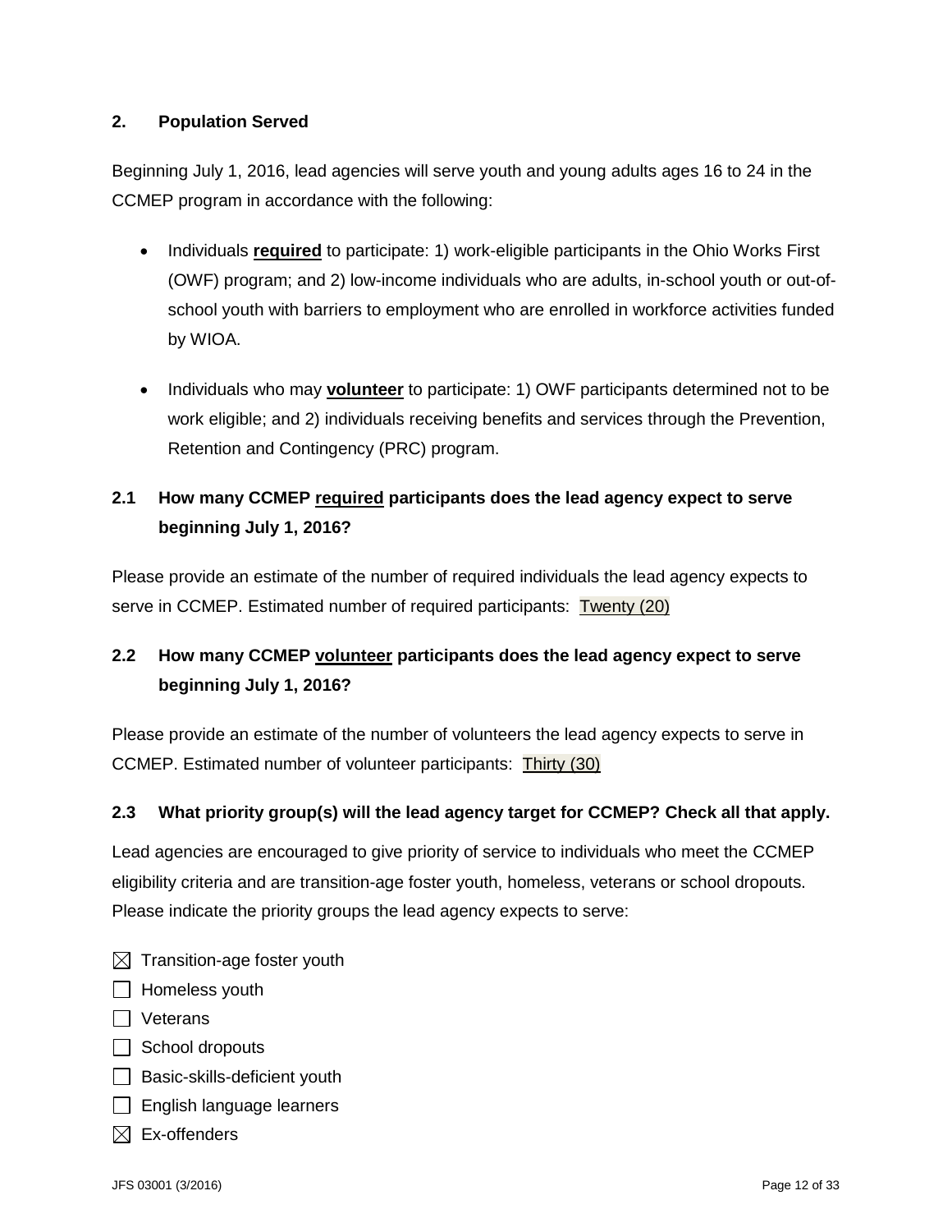## 2. Population Served

Beginning July 1, 2016, lead agencies will serve youth and young adults ages 16 to 24 in the CCMEP program in accordance with the following:

- Individuals **required** to participate: 1) work-eligible participants in the Ohio Works First (OWF) program; and 2) low-income individuals who are adults, in-school youth or out-of-school youth with barriers to employment who are enrolled in workforce activities funded by WIOA.
- Individuals who may **volunteer** to participate: 1) OWF participants determined not to be work eligible; and 2) individuals receiving benefits and services through the Prevention, Retention and Contingency (PRC) program.

### 2.1 How many CCMEP required participants does the lead agency expect to serve beginning July 1, 2016?

Please provide an estimate of the number of required individuals the lead agency expects to serve in CCMEP. Estimated number of required participants: Twenty (20)

### 2.2 How many CCMEP volunteer participants does the lead agency expect to serve beginning July 1, 2016?

Please provide an estimate of the number of volunteers the lead agency expects to serve in CCMEP. Estimated number of volunteer participants: Thirty (30)

### 2.3 What priority group(s) will the lead agency target for CCMEP? Check all that apply.

Lead agencies are encouraged to give priority of service to individuals who meet the CCMEP eligibility criteria and are transition-age foster youth, homeless, veterans or school dropouts. Please indicate the priority groups the lead agency expects to serve:

- [x] Transition-age foster youth
- [ ] Homeless youth
- [ ] Veterans
- [ ] School dropouts
- [ ] Basic-skills-deficient youth
- [ ] English language learners
- [x] Ex-offenders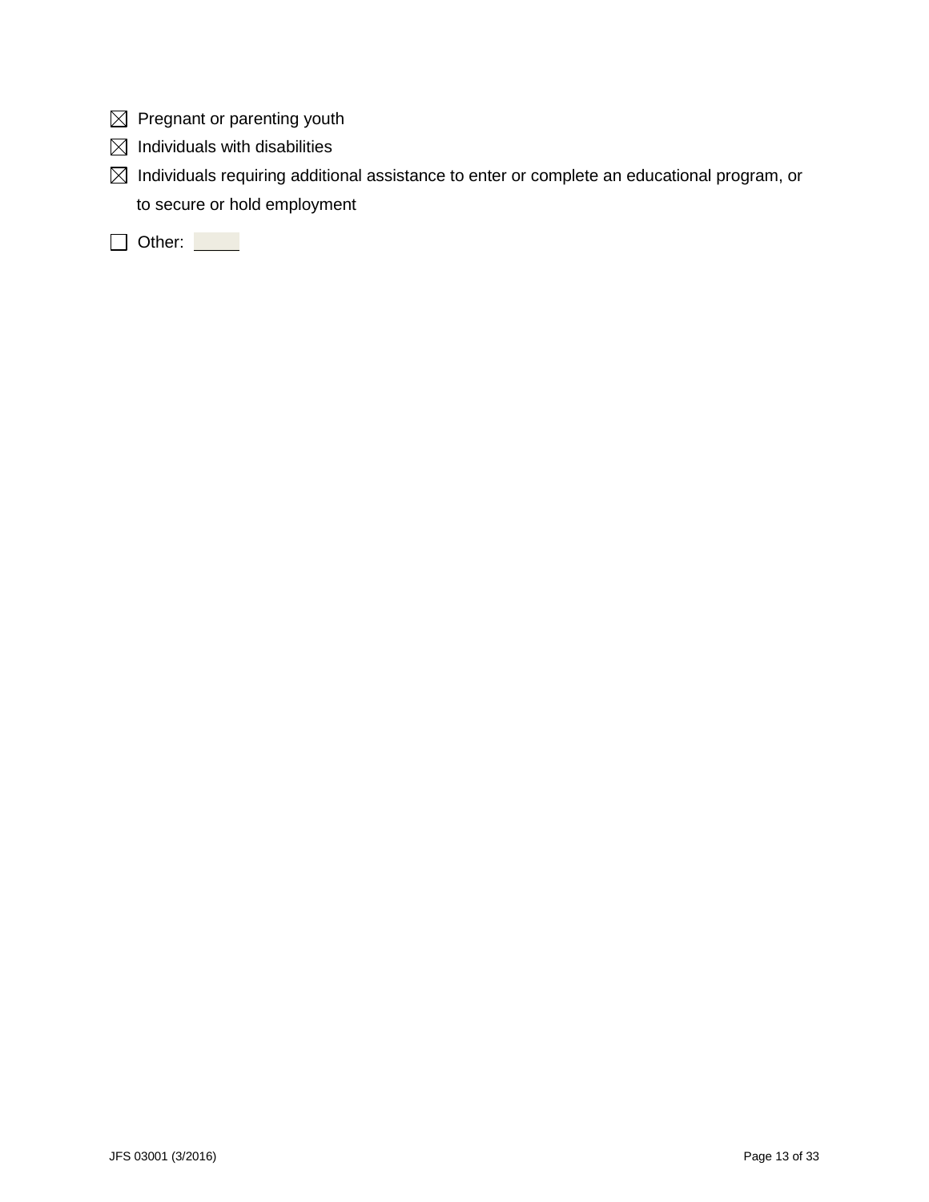☒ Pregnant or parenting youth

☒ Individuals with disabilities

☒ Individuals requiring additional assistance to enter or complete an educational program, or to secure or hold employment

☐ Other: \_\_\_\_\_\_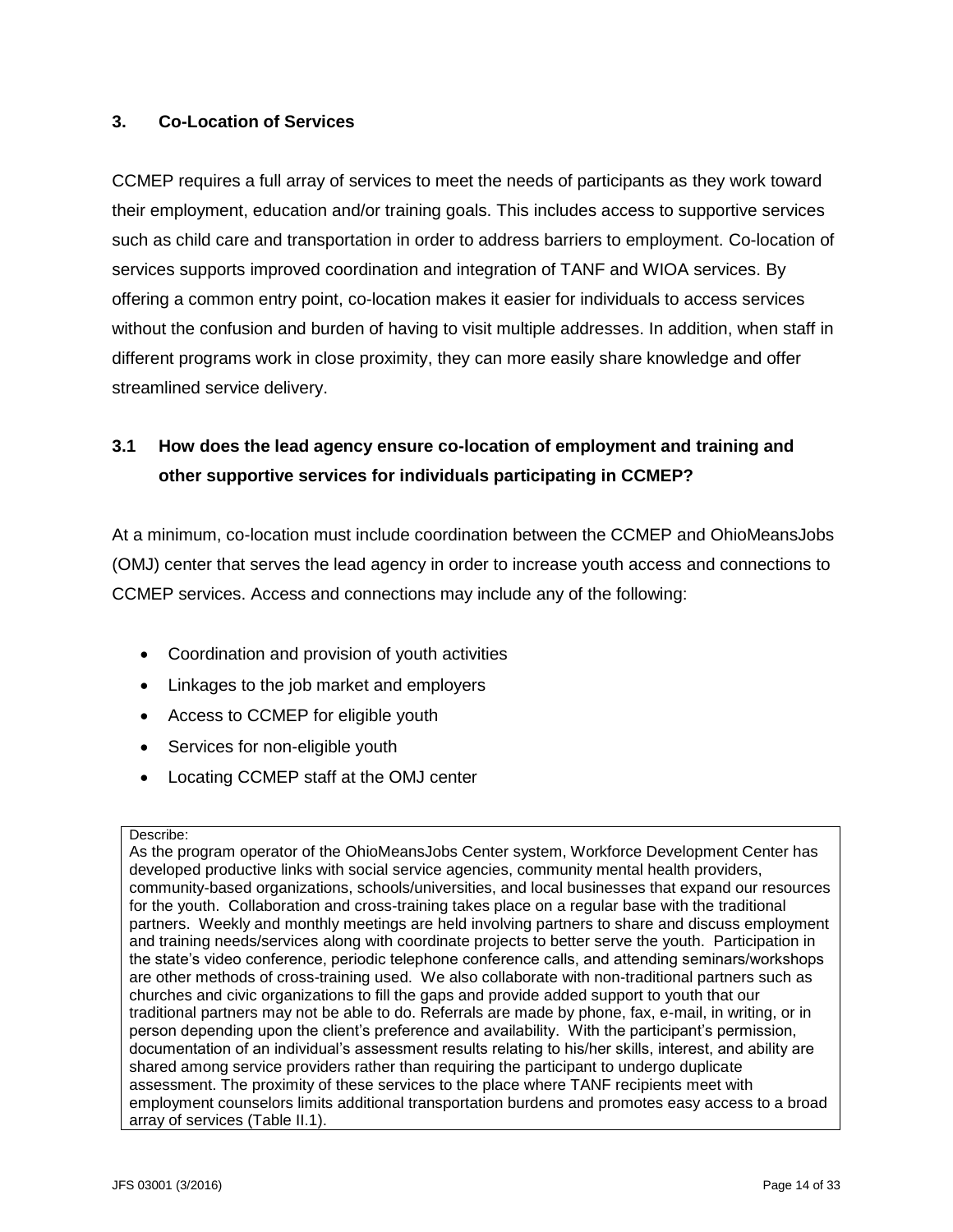## 3. Co-Location of Services

CCMEP requires a full array of services to meet the needs of participants as they work toward their employment, education and/or training goals. This includes access to supportive services such as child care and transportation in order to address barriers to employment. Co-location of services supports improved coordination and integration of TANF and WIOA services. By offering a common entry point, co-location makes it easier for individuals to access services without the confusion and burden of having to visit multiple addresses. In addition, when staff in different programs work in close proximity, they can more easily share knowledge and offer streamlined service delivery.

### 3.1 How does the lead agency ensure co-location of employment and training and other supportive services for individuals participating in CCMEP?

At a minimum, co-location must include coordination between the CCMEP and OhioMeansJobs (OMJ) center that serves the lead agency in order to increase youth access and connections to CCMEP services. Access and connections may include any of the following:

- Coordination and provision of youth activities
- Linkages to the job market and employers
- Access to CCMEP for eligible youth
- Services for non-eligible youth
- Locating CCMEP staff at the OMJ center

Describe:

As the program operator of the OhioMeansJobs Center system, Workforce Development Center has developed productive links with social service agencies, community mental health providers, community-based organizations, schools/universities, and local businesses that expand our resources for the youth. Collaboration and cross-training takes place on a regular base with the traditional partners. Weekly and monthly meetings are held involving partners to share and discuss employment and training needs/services along with coordinate projects to better serve the youth. Participation in the state's video conference, periodic telephone conference calls, and attending seminars/workshops are other methods of cross-training used. We also collaborate with non-traditional partners such as churches and civic organizations to fill the gaps and provide added support to youth that our traditional partners may not be able to do. Referrals are made by phone, fax, e-mail, in writing, or in person depending upon the client's preference and availability. With the participant's permission, documentation of an individual's assessment results relating to his/her skills, interest, and ability are shared among service providers rather than requiring the participant to undergo duplicate assessment. The proximity of these services to the place where TANF recipients meet with employment counselors limits additional transportation burdens and promotes easy access to a broad array of services (Table II.1).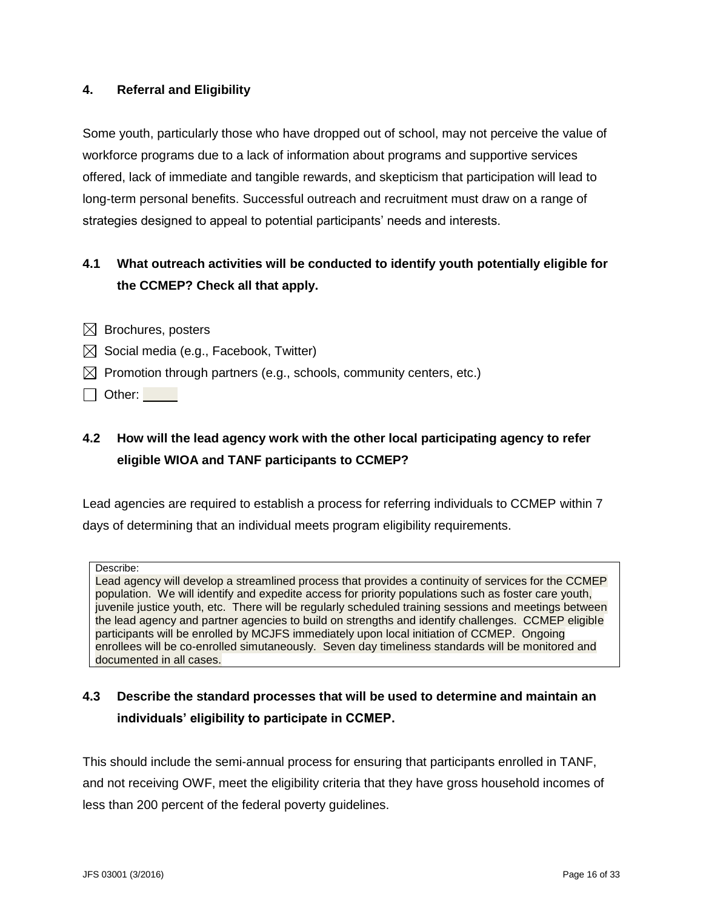## 4. Referral and Eligibility

Some youth, particularly those who have dropped out of school, may not perceive the value of workforce programs due to a lack of information about programs and supportive services offered, lack of immediate and tangible rewards, and skepticism that participation will lead to long-term personal benefits. Successful outreach and recruitment must draw on a range of strategies designed to appeal to potential participants' needs and interests.

### 4.1 What outreach activities will be conducted to identify youth potentially eligible for the CCMEP? Check all that apply.

- ☒ Brochures, posters
- ☒ Social media (e.g., Facebook, Twitter)
- ☒ Promotion through partners (e.g., schools, community centers, etc.)
- ☐ Other: _____

### 4.2 How will the lead agency work with the other local participating agency to refer eligible WIOA and TANF participants to CCMEP?

Lead agencies are required to establish a process for referring individuals to CCMEP within 7 days of determining that an individual meets program eligibility requirements.

Describe:
Lead agency will develop a streamlined process that provides a continuity of services for the CCMEP population. We will identify and expedite access for priority populations such as foster care youth, juvenile justice youth, etc. There will be regularly scheduled training sessions and meetings between the lead agency and partner agencies to build on strengths and identify challenges. CCMEP eligible participants will be enrolled by MCJFS immediately upon local initiation of CCMEP. Ongoing enrollees will be co-enrolled simutaneously. Seven day timeliness standards will be monitored and documented in all cases.

### 4.3 Describe the standard processes that will be used to determine and maintain an individuals' eligibility to participate in CCMEP.

This should include the semi-annual process for ensuring that participants enrolled in TANF, and not receiving OWF, meet the eligibility criteria that they have gross household incomes of less than 200 percent of the federal poverty guidelines.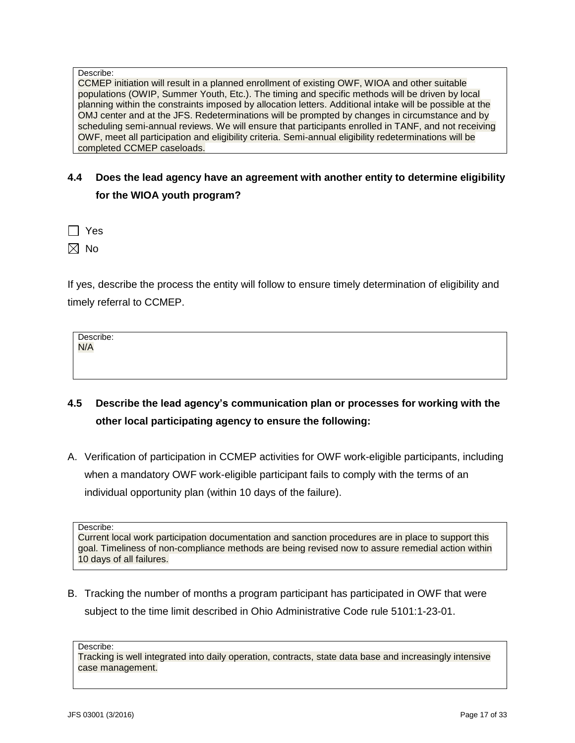Describe:
CCMEP initiation will result in a planned enrollment of existing OWF, WIOA and other suitable populations (OWIP, Summer Youth, Etc.). The timing and specific methods will be driven by local planning within the constraints imposed by allocation letters. Additional intake will be possible at the OMJ center and at the JFS. Redeterminations will be prompted by changes in circumstance and by scheduling semi-annual reviews. We will ensure that participants enrolled in TANF, and not receiving OWF, meet all participation and eligibility criteria. Semi-annual eligibility redeterminations will be completed CCMEP caseloads.

### 4.4 Does the lead agency have an agreement with another entity to determine eligibility for the WIOA youth program?

☐ Yes

☒ No

If yes, describe the process the entity will follow to ensure timely determination of eligibility and timely referral to CCMEP.

Describe:
N/A

### 4.5 Describe the lead agency's communication plan or processes for working with the other local participating agency to ensure the following:

A. Verification of participation in CCMEP activities for OWF work-eligible participants, including when a mandatory OWF work-eligible participant fails to comply with the terms of an individual opportunity plan (within 10 days of the failure).

Describe:
Current local work participation documentation and sanction procedures are in place to support this goal. Timeliness of non-compliance methods are being revised now to assure remedial action within 10 days of all failures.

B. Tracking the number of months a program participant has participated in OWF that were subject to the time limit described in Ohio Administrative Code rule 5101:1-23-01.

Describe:
Tracking is well integrated into daily operation, contracts, state data base and increasingly intensive case management.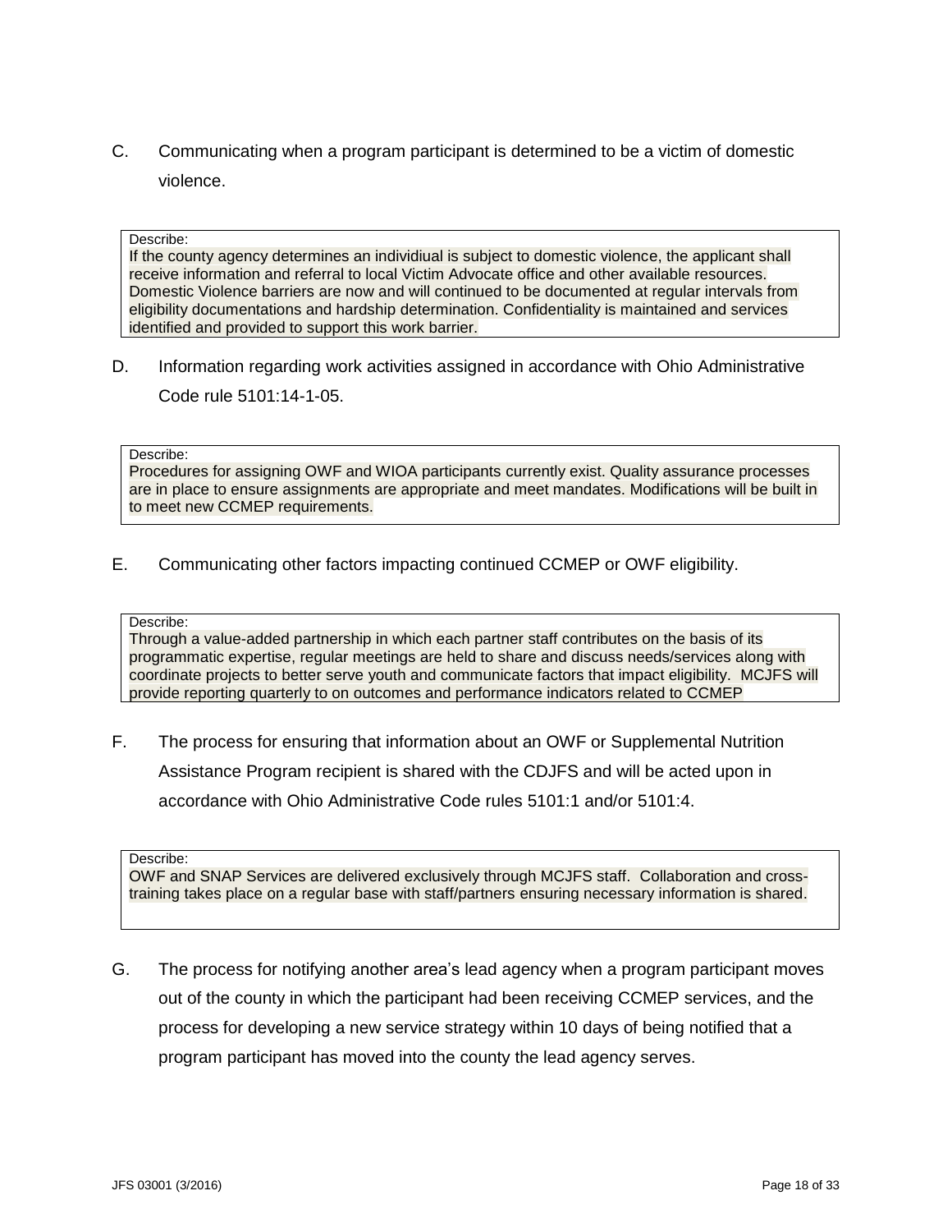C. Communicating when a program participant is determined to be a victim of domestic violence.

Describe:
If the county agency determines an individiual is subject to domestic violence, the applicant shall receive information and referral to local Victim Advocate office and other available resources. Domestic Violence barriers are now and will continued to be documented at regular intervals from eligibility documentations and hardship determination. Confidentiality is maintained and services identified and provided to support this work barrier.

D. Information regarding work activities assigned in accordance with Ohio Administrative Code rule 5101:14-1-05.

Describe:
Procedures for assigning OWF and WIOA participants currently exist. Quality assurance processes are in place to ensure assignments are appropriate and meet mandates. Modifications will be built in to meet new CCMEP requirements.

E. Communicating other factors impacting continued CCMEP or OWF eligibility.

Describe:
Through a value-added partnership in which each partner staff contributes on the basis of its programmatic expertise, regular meetings are held to share and discuss needs/services along with coordinate projects to better serve youth and communicate factors that impact eligibility. MCJFS will provide reporting quarterly to on outcomes and performance indicators related to CCMEP

F. The process for ensuring that information about an OWF or Supplemental Nutrition Assistance Program recipient is shared with the CDJFS and will be acted upon in accordance with Ohio Administrative Code rules 5101:1 and/or 5101:4.

Describe:
OWF and SNAP Services are delivered exclusively through MCJFS staff. Collaboration and cross-training takes place on a regular base with staff/partners ensuring necessary information is shared.

G. The process for notifying another area's lead agency when a program participant moves out of the county in which the participant had been receiving CCMEP services, and the process for developing a new service strategy within 10 days of being notified that a program participant has moved into the county the lead agency serves.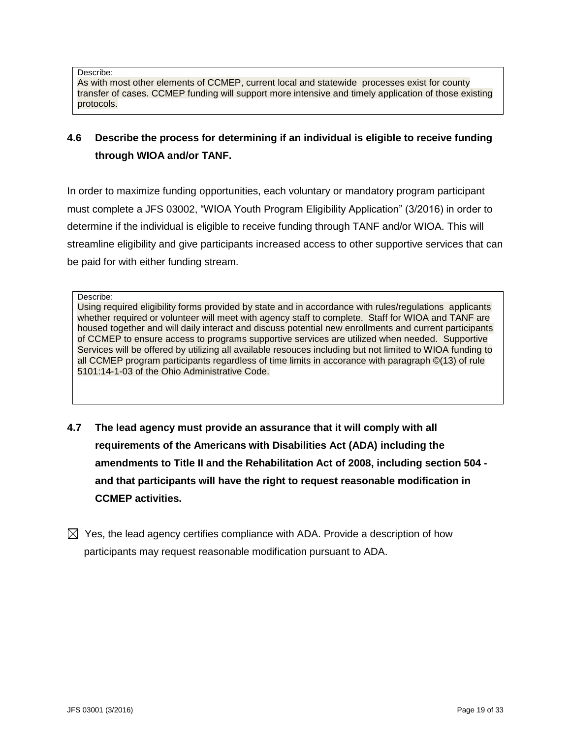Describe:
As with most other elements of CCMEP, current local and statewide processes exist for county transfer of cases. CCMEP funding will support more intensive and timely application of those existing protocols.

### 4.6 Describe the process for determining if an individual is eligible to receive funding through WIOA and/or TANF.

In order to maximize funding opportunities, each voluntary or mandatory program participant must complete a JFS 03002, "WIOA Youth Program Eligibility Application" (3/2016) in order to determine if the individual is eligible to receive funding through TANF and/or WIOA. This will streamline eligibility and give participants increased access to other supportive services that can be paid for with either funding stream.

Describe:
Using required eligibility forms provided by state and in accordance with rules/regulations applicants whether required or volunteer will meet with agency staff to complete. Staff for WIOA and TANF are housed together and will daily interact and discuss potential new enrollments and current participants of CCMEP to ensure access to programs supportive services are utilized when needed. Supportive Services will be offered by utilizing all available resouces including but not limited to WIOA funding to all CCMEP program participants regardless of time limits in accorance with paragraph ©(13) of rule 5101:14-1-03 of the Ohio Administrative Code.

### 4.7 The lead agency must provide an assurance that it will comply with all requirements of the Americans with Disabilities Act (ADA) including the amendments to Title II and the Rehabilitation Act of 2008, including section 504 - and that participants will have the right to request reasonable modification in CCMEP activities.

☒ Yes, the lead agency certifies compliance with ADA. Provide a description of how participants may request reasonable modification pursuant to ADA.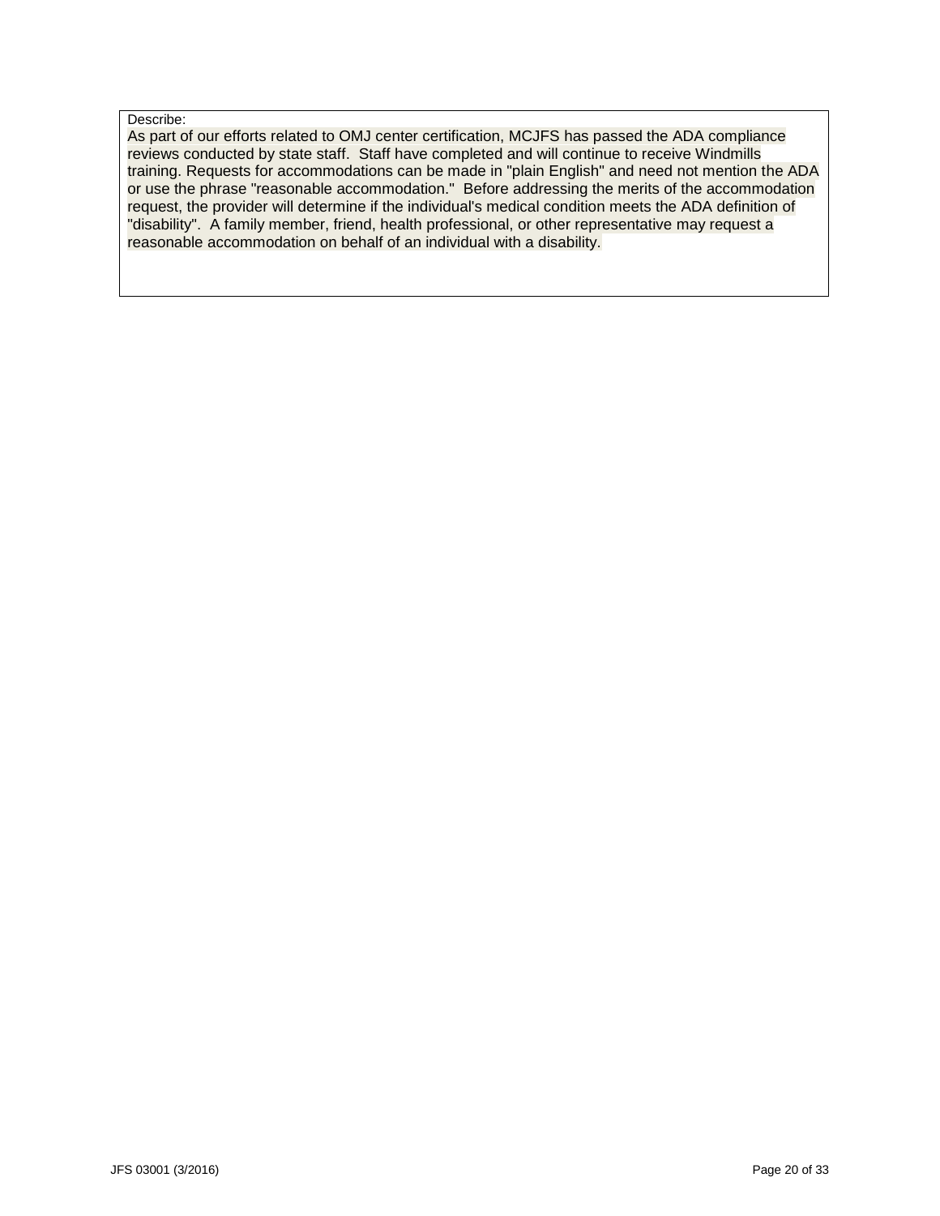Describe:

As part of our efforts related to OMJ center certification, MCJFS has passed the ADA compliance reviews conducted by state staff. Staff have completed and will continue to receive Windmills training. Requests for accommodations can be made in "plain English" and need not mention the ADA or use the phrase "reasonable accommodation." Before addressing the merits of the accommodation request, the provider will determine if the individual's medical condition meets the ADA definition of "disability". A family member, friend, health professional, or other representative may request a reasonable accommodation on behalf of an individual with a disability.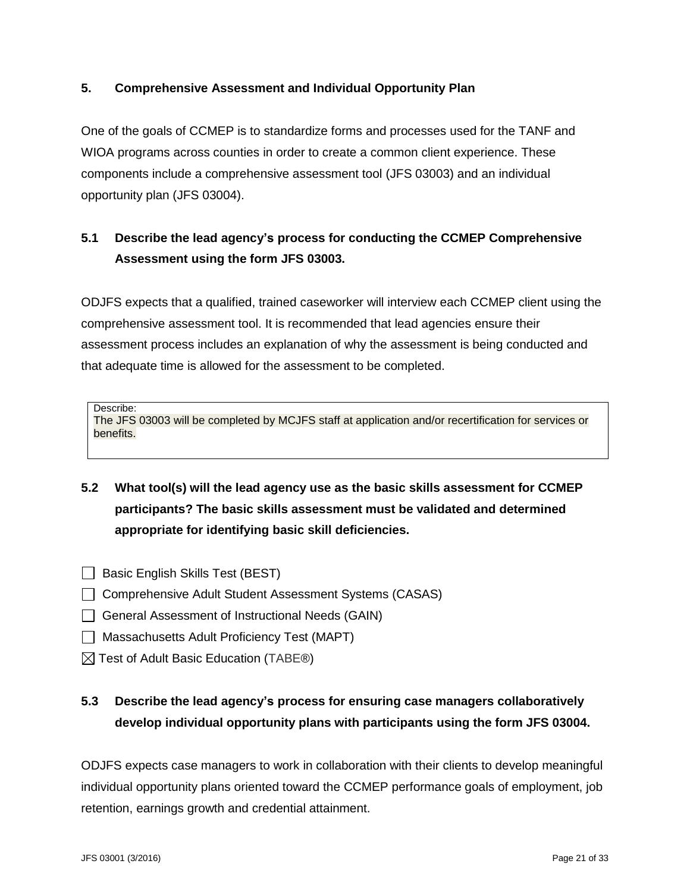## 5. Comprehensive Assessment and Individual Opportunity Plan

One of the goals of CCMEP is to standardize forms and processes used for the TANF and WIOA programs across counties in order to create a common client experience. These components include a comprehensive assessment tool (JFS 03003) and an individual opportunity plan (JFS 03004).

### 5.1 Describe the lead agency's process for conducting the CCMEP Comprehensive Assessment using the form JFS 03003.

ODJFS expects that a qualified, trained caseworker will interview each CCMEP client using the comprehensive assessment tool. It is recommended that lead agencies ensure their assessment process includes an explanation of why the assessment is being conducted and that adequate time is allowed for the assessment to be completed.

> Describe:
> The JFS 03003 will be completed by MCJFS staff at application and/or recertification for services or benefits.

### 5.2 What tool(s) will the lead agency use as the basic skills assessment for CCMEP participants? The basic skills assessment must be validated and determined appropriate for identifying basic skill deficiencies.

- ☐ Basic English Skills Test (BEST)
- ☐ Comprehensive Adult Student Assessment Systems (CASAS)
- ☐ General Assessment of Instructional Needs (GAIN)
- ☐ Massachusetts Adult Proficiency Test (MAPT)
- ☒ Test of Adult Basic Education (TABE®)

### 5.3 Describe the lead agency's process for ensuring case managers collaboratively develop individual opportunity plans with participants using the form JFS 03004.

ODJFS expects case managers to work in collaboration with their clients to develop meaningful individual opportunity plans oriented toward the CCMEP performance goals of employment, job retention, earnings growth and credential attainment.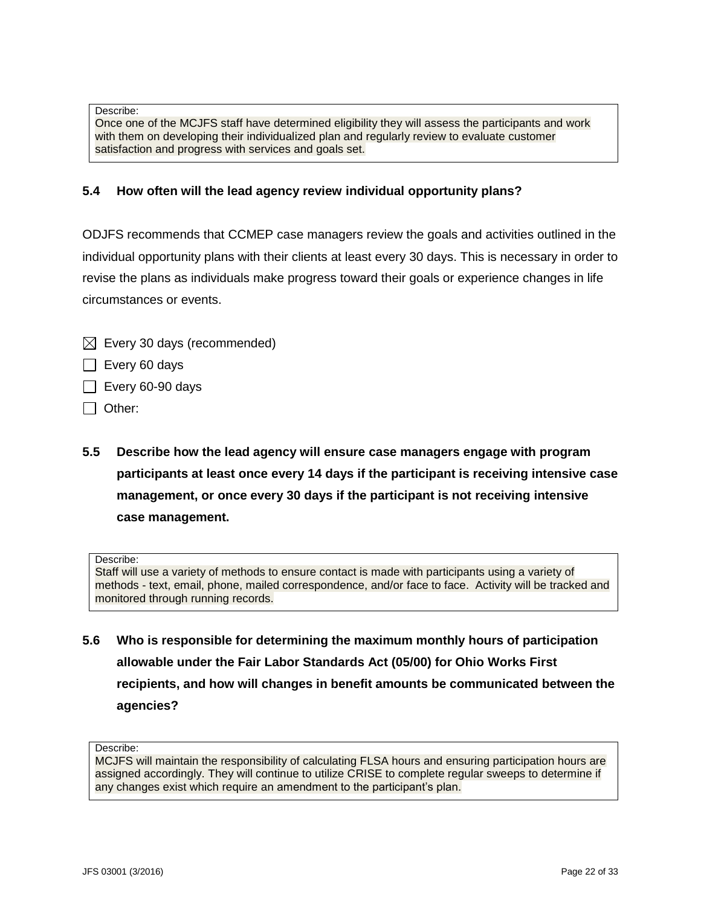Describe:
Once one of the MCJFS staff have determined eligibility they will assess the participants and work with them on developing their individualized plan and regularly review to evaluate customer satisfaction and progress with services and goals set.

**5.4 How often will the lead agency review individual opportunity plans?**

ODJFS recommends that CCMEP case managers review the goals and activities outlined in the individual opportunity plans with their clients at least every 30 days. This is necessary in order to revise the plans as individuals make progress toward their goals or experience changes in life circumstances or events.

- [x] Every 30 days (recommended)
- [ ] Every 60 days
- [ ] Every 60-90 days
- [ ] Other:

**5.5 Describe how the lead agency will ensure case managers engage with program participants at least once every 14 days if the participant is receiving intensive case management, or once every 30 days if the participant is not receiving intensive case management.**

Describe:
Staff will use a variety of methods to ensure contact is made with participants using a variety of methods - text, email, phone, mailed correspondence, and/or face to face. Activity will be tracked and monitored through running records.

**5.6 Who is responsible for determining the maximum monthly hours of participation allowable under the Fair Labor Standards Act (05/00) for Ohio Works First recipients, and how will changes in benefit amounts be communicated between the agencies?**

Describe:
MCJFS will maintain the responsibility of calculating FLSA hours and ensuring participation hours are assigned accordingly. They will continue to utilize CRISE to complete regular sweeps to determine if any changes exist which require an amendment to the participant's plan.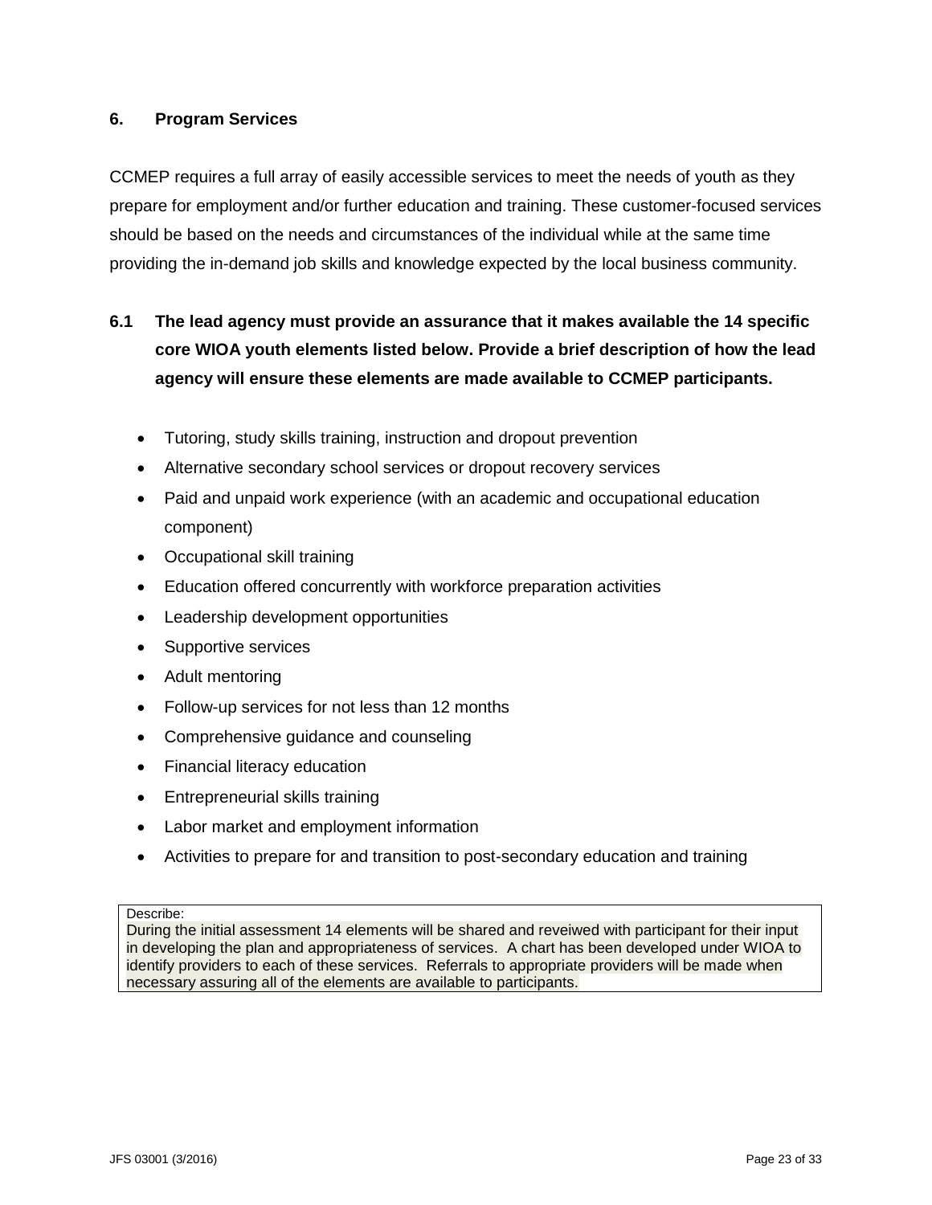## 6. Program Services

CCMEP requires a full array of easily accessible services to meet the needs of youth as they prepare for employment and/or further education and training. These customer-focused services should be based on the needs and circumstances of the individual while at the same time providing the in-demand job skills and knowledge expected by the local business community.

### 6.1 The lead agency must provide an assurance that it makes available the 14 specific core WIOA youth elements listed below. Provide a brief description of how the lead agency will ensure these elements are made available to CCMEP participants.

- Tutoring, study skills training, instruction and dropout prevention
- Alternative secondary school services or dropout recovery services
- Paid and unpaid work experience (with an academic and occupational education component)
- Occupational skill training
- Education offered concurrently with workforce preparation activities
- Leadership development opportunities
- Supportive services
- Adult mentoring
- Follow-up services for not less than 12 months
- Comprehensive guidance and counseling
- Financial literacy education
- Entrepreneurial skills training
- Labor market and employment information
- Activities to prepare for and transition to post-secondary education and training

Describe:
During the initial assessment 14 elements will be shared and reveiwed with participant for their input in developing the plan and appropriateness of services. A chart has been developed under WIOA to identify providers to each of these services. Referrals to appropriate providers will be made when necessary assuring all of the elements are available to participants.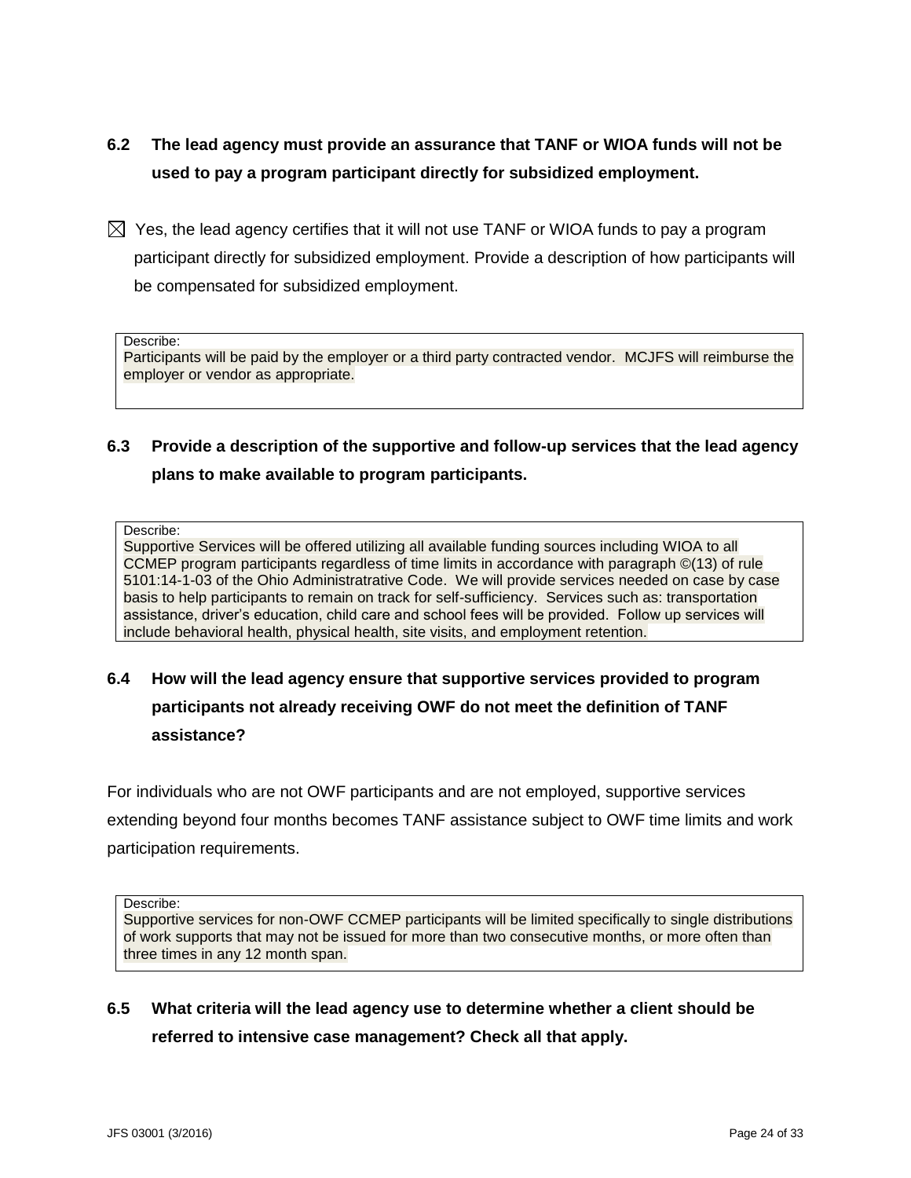**6.2 The lead agency must provide an assurance that TANF or WIOA funds will not be used to pay a program participant directly for subsidized employment.**

☒ Yes, the lead agency certifies that it will not use TANF or WIOA funds to pay a program participant directly for subsidized employment. Provide a description of how participants will be compensated for subsidized employment.

Describe:
Participants will be paid by the employer or a third party contracted vendor. MCJFS will reimburse the employer or vendor as appropriate.

**6.3 Provide a description of the supportive and follow-up services that the lead agency plans to make available to program participants.**

Describe:
Supportive Services will be offered utilizing all available funding sources including WIOA to all CCMEP program participants regardless of time limits in accordance with paragraph ©(13) of rule 5101:14-1-03 of the Ohio Administratrative Code. We will provide services needed on case by case basis to help participants to remain on track for self-sufficiency. Services such as: transportation assistance, driver's education, child care and school fees will be provided. Follow up services will include behavioral health, physical health, site visits, and employment retention.

**6.4 How will the lead agency ensure that supportive services provided to program participants not already receiving OWF do not meet the definition of TANF assistance?**

For individuals who are not OWF participants and are not employed, supportive services extending beyond four months becomes TANF assistance subject to OWF time limits and work participation requirements.

Describe:
Supportive services for non-OWF CCMEP participants will be limited specifically to single distributions of work supports that may not be issued for more than two consecutive months, or more often than three times in any 12 month span.

**6.5 What criteria will the lead agency use to determine whether a client should be referred to intensive case management? Check all that apply.**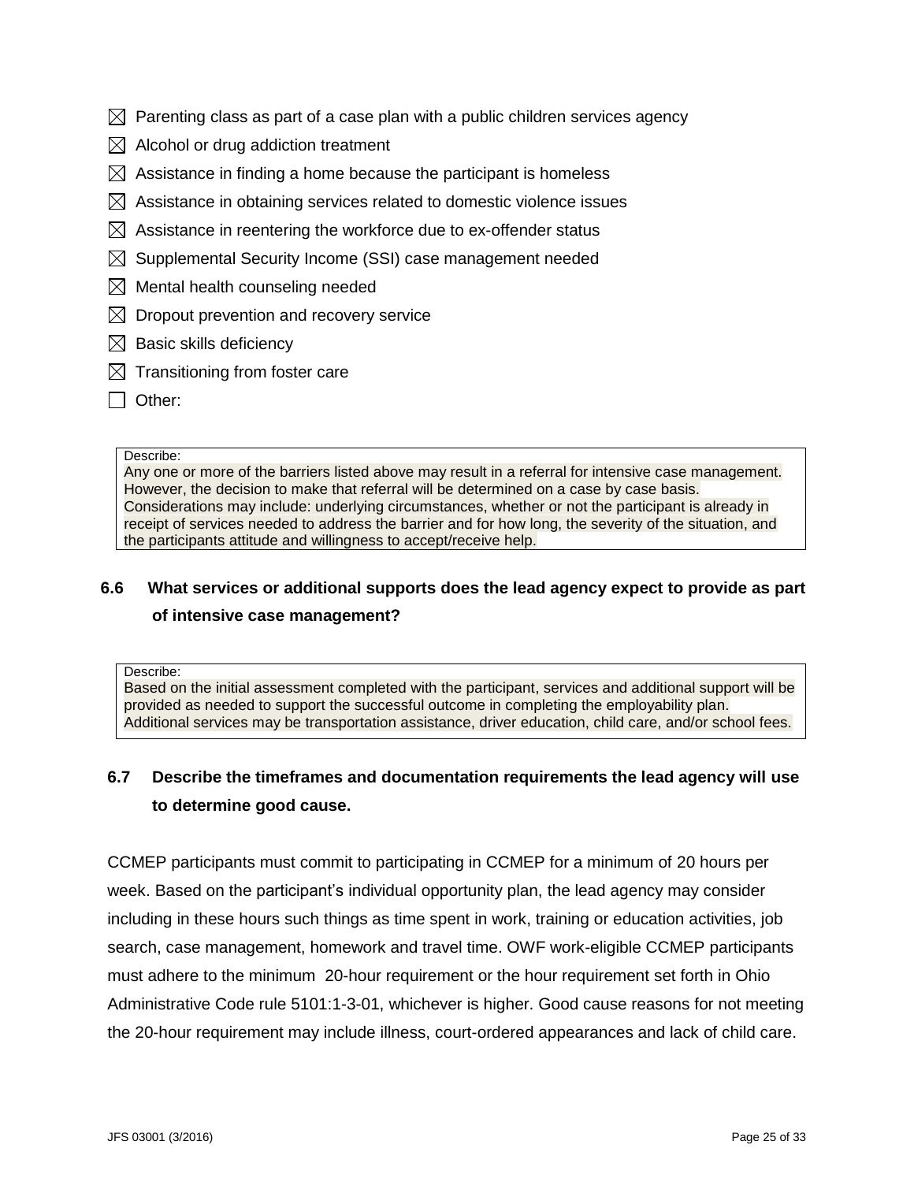- ☒ Parenting class as part of a case plan with a public children services agency
- ☒ Alcohol or drug addiction treatment
- ☒ Assistance in finding a home because the participant is homeless
- ☒ Assistance in obtaining services related to domestic violence issues
- ☒ Assistance in reentering the workforce due to ex-offender status
- ☒ Supplemental Security Income (SSI) case management needed
- ☒ Mental health counseling needed
- ☒ Dropout prevention and recovery service
- ☒ Basic skills deficiency
- ☒ Transitioning from foster care
- ☐ Other:

Describe:
Any one or more of the barriers listed above may result in a referral for intensive case management. However, the decision to make that referral will be determined on a case by case basis. Considerations may include: underlying circumstances, whether or not the participant is already in receipt of services needed to address the barrier and for how long, the severity of the situation, and the participants attitude and willingness to accept/receive help.

### 6.6 What services or additional supports does the lead agency expect to provide as part of intensive case management?

Describe:
Based on the initial assessment completed with the participant, services and additional support will be provided as needed to support the successful outcome in completing the employability plan. Additional services may be transportation assistance, driver education, child care, and/or school fees.

### 6.7 Describe the timeframes and documentation requirements the lead agency will use to determine good cause.

CCMEP participants must commit to participating in CCMEP for a minimum of 20 hours per week. Based on the participant's individual opportunity plan, the lead agency may consider including in these hours such things as time spent in work, training or education activities, job search, case management, homework and travel time. OWF work-eligible CCMEP participants must adhere to the minimum 20-hour requirement or the hour requirement set forth in Ohio Administrative Code rule 5101:1-3-01, whichever is higher. Good cause reasons for not meeting the 20-hour requirement may include illness, court-ordered appearances and lack of child care.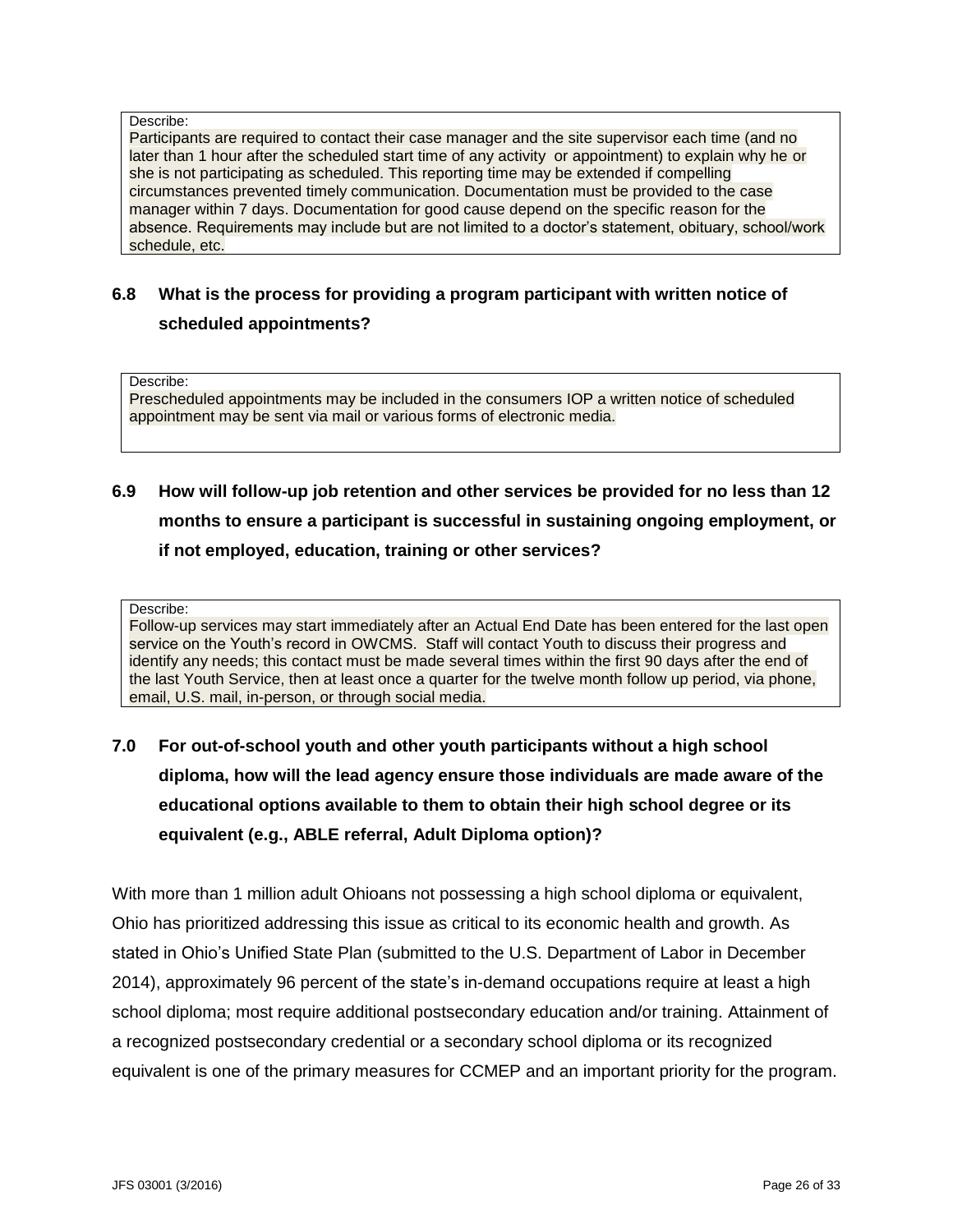Describe:

Participants are required to contact their case manager and the site supervisor each time (and no later than 1 hour after the scheduled start time of any activity or appointment) to explain why he or she is not participating as scheduled. This reporting time may be extended if compelling circumstances prevented timely communication. Documentation must be provided to the case manager within 7 days. Documentation for good cause depend on the specific reason for the absence. Requirements may include but are not limited to a doctor's statement, obituary, school/work schedule, etc.

**6.8 What is the process for providing a program participant with written notice of scheduled appointments?**

Describe:

Prescheduled appointments may be included in the consumers IOP a written notice of scheduled appointment may be sent via mail or various forms of electronic media.

**6.9 How will follow-up job retention and other services be provided for no less than 12 months to ensure a participant is successful in sustaining ongoing employment, or if not employed, education, training or other services?**

Describe:

Follow-up services may start immediately after an Actual End Date has been entered for the last open service on the Youth's record in OWCMS. Staff will contact Youth to discuss their progress and identify any needs; this contact must be made several times within the first 90 days after the end of the last Youth Service, then at least once a quarter for the twelve month follow up period, via phone, email, U.S. mail, in-person, or through social media.

**7.0 For out-of-school youth and other youth participants without a high school diploma, how will the lead agency ensure those individuals are made aware of the educational options available to them to obtain their high school degree or its equivalent (e.g., ABLE referral, Adult Diploma option)?**

With more than 1 million adult Ohioans not possessing a high school diploma or equivalent, Ohio has prioritized addressing this issue as critical to its economic health and growth. As stated in Ohio's Unified State Plan (submitted to the U.S. Department of Labor in December 2014), approximately 96 percent of the state's in-demand occupations require at least a high school diploma; most require additional postsecondary education and/or training. Attainment of a recognized postsecondary credential or a secondary school diploma or its recognized equivalent is one of the primary measures for CCMEP and an important priority for the program.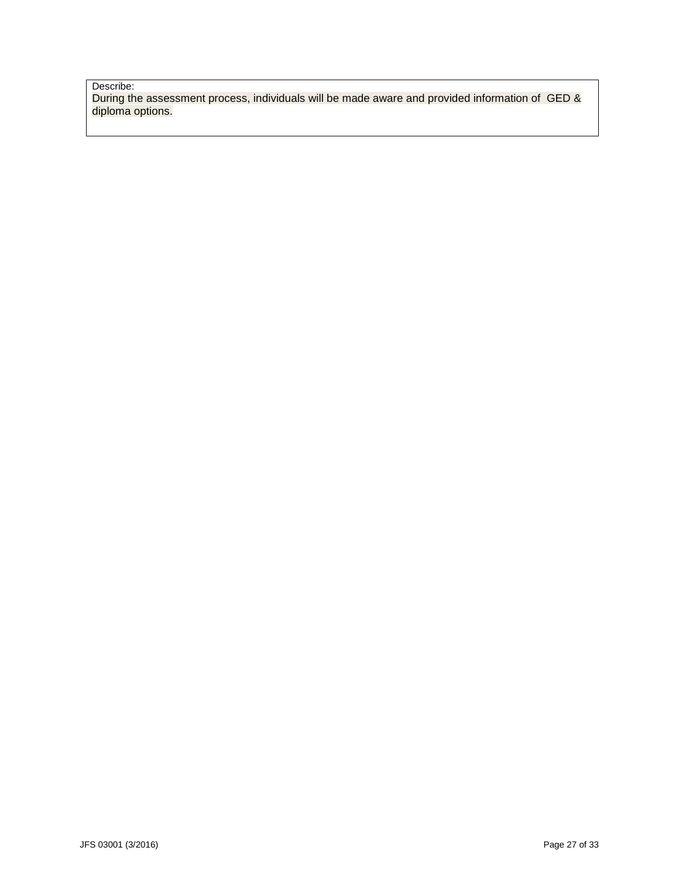Describe:

During the assessment process, individuals will be made aware and provided information of GED & diploma options.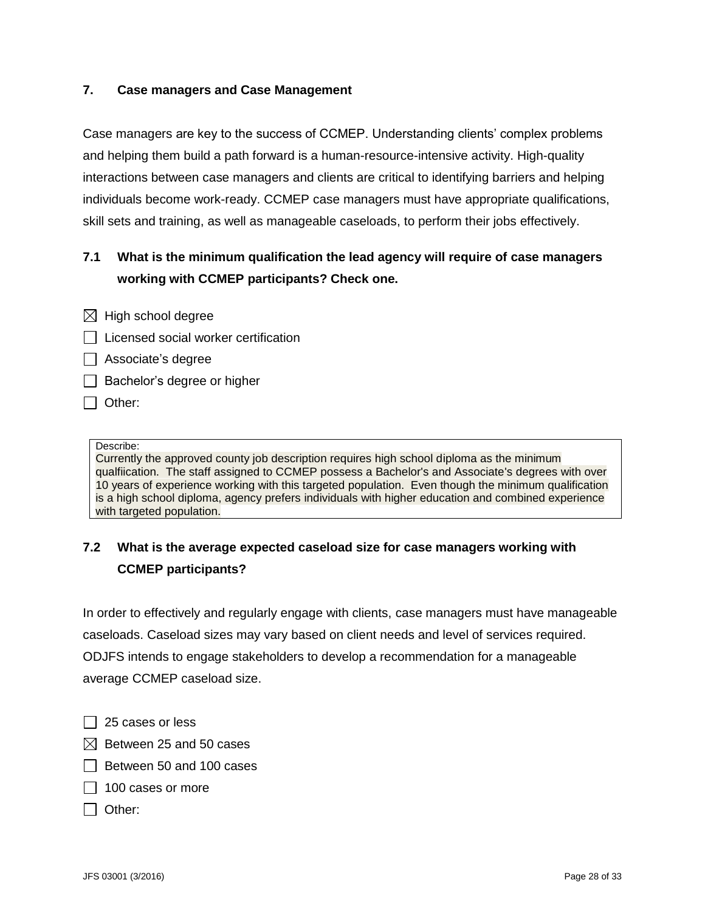## 7. Case managers and Case Management

Case managers are key to the success of CCMEP. Understanding clients' complex problems and helping them build a path forward is a human-resource-intensive activity. High-quality interactions between case managers and clients are critical to identifying barriers and helping individuals become work-ready. CCMEP case managers must have appropriate qualifications, skill sets and training, as well as manageable caseloads, to perform their jobs effectively.

### 7.1 What is the minimum qualification the lead agency will require of case managers working with CCMEP participants? Check one.

- ☒ High school degree
- ☐ Licensed social worker certification
- ☐ Associate's degree
- ☐ Bachelor's degree or higher
- ☐ Other:

Describe:
Currently the approved county job description requires high school diploma as the minimum qualfiication. The staff assigned to CCMEP possess a Bachelor's and Associate's degrees with over 10 years of experience working with this targeted population. Even though the minimum qualification is a high school diploma, agency prefers individuals with higher education and combined experience with targeted population.

### 7.2 What is the average expected caseload size for case managers working with CCMEP participants?

In order to effectively and regularly engage with clients, case managers must have manageable caseloads. Caseload sizes may vary based on client needs and level of services required. ODJFS intends to engage stakeholders to develop a recommendation for a manageable average CCMEP caseload size.

- ☐ 25 cases or less
- ☒ Between 25 and 50 cases
- ☐ Between 50 and 100 cases
- ☐ 100 cases or more
- ☐ Other: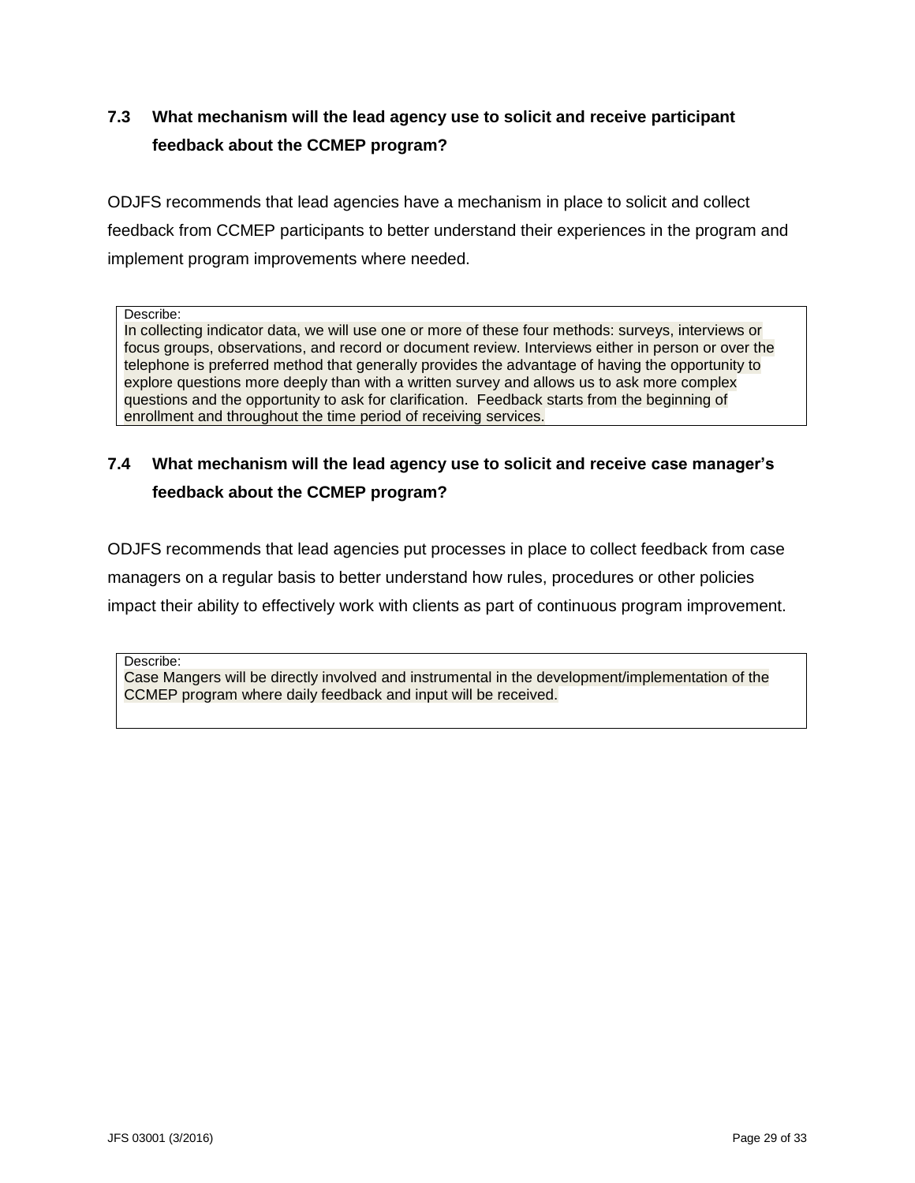### 7.3 What mechanism will the lead agency use to solicit and receive participant feedback about the CCMEP program?

ODJFS recommends that lead agencies have a mechanism in place to solicit and collect feedback from CCMEP participants to better understand their experiences in the program and implement program improvements where needed.

Describe:
In collecting indicator data, we will use one or more of these four methods: surveys, interviews or focus groups, observations, and record or document review. Interviews either in person or over the telephone is preferred method that generally provides the advantage of having the opportunity to explore questions more deeply than with a written survey and allows us to ask more complex questions and the opportunity to ask for clarification. Feedback starts from the beginning of enrollment and throughout the time period of receiving services.

### 7.4 What mechanism will the lead agency use to solicit and receive case manager's feedback about the CCMEP program?

ODJFS recommends that lead agencies put processes in place to collect feedback from case managers on a regular basis to better understand how rules, procedures or other policies impact their ability to effectively work with clients as part of continuous program improvement.

Describe:
Case Mangers will be directly involved and instrumental in the development/implementation of the CCMEP program where daily feedback and input will be received.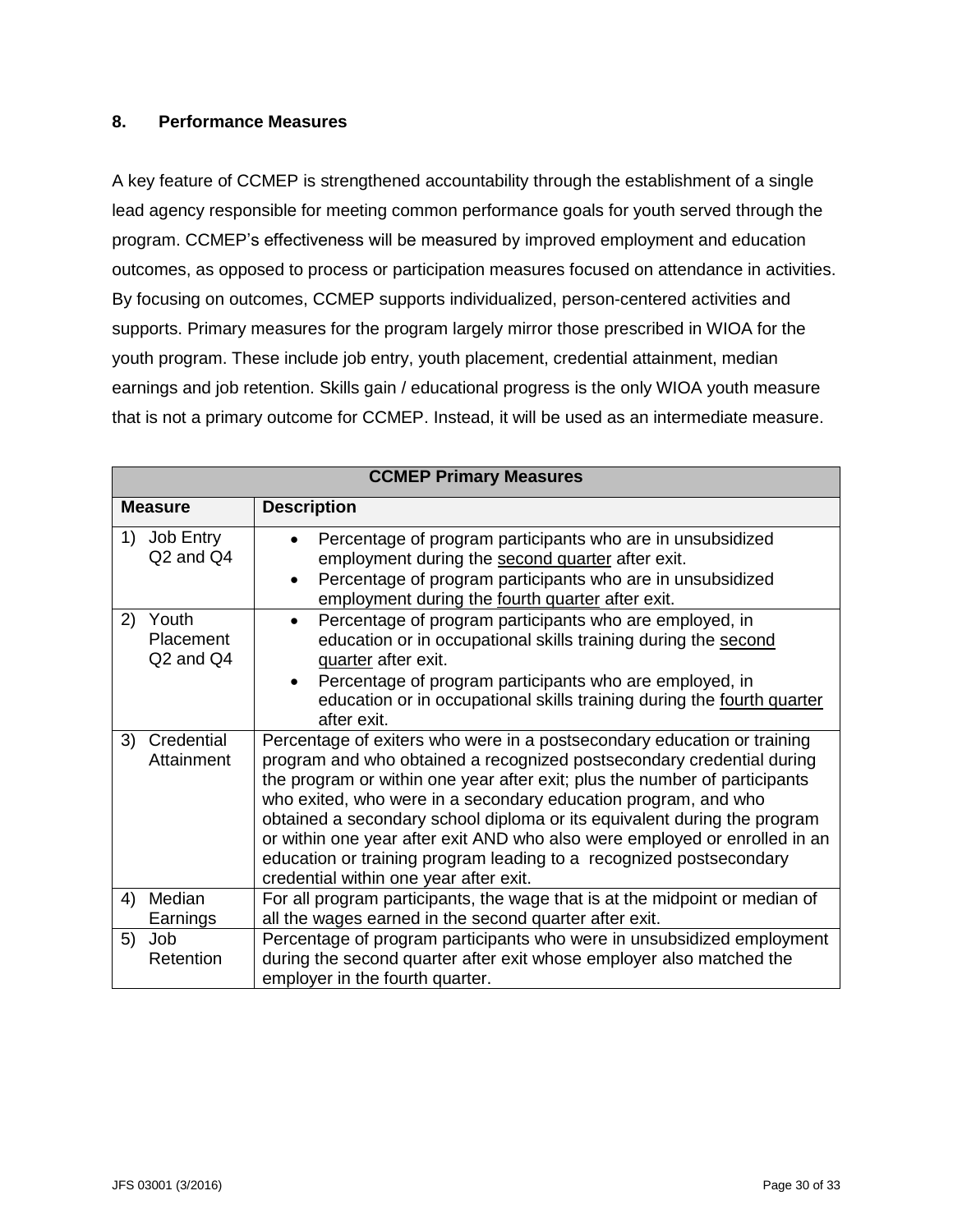## 8. Performance Measures

A key feature of CCMEP is strengthened accountability through the establishment of a single lead agency responsible for meeting common performance goals for youth served through the program. CCMEP's effectiveness will be measured by improved employment and education outcomes, as opposed to process or participation measures focused on attendance in activities. By focusing on outcomes, CCMEP supports individualized, person-centered activities and supports. Primary measures for the program largely mirror those prescribed in WIOA for the youth program. These include job entry, youth placement, credential attainment, median earnings and job retention. Skills gain / educational progress is the only WIOA youth measure that is not a primary outcome for CCMEP. Instead, it will be used as an intermediate measure.

| **CCMEP Primary Measures** | |
|---|---|
| **Measure** | **Description** |
| 1) Job Entry Q2 and Q4 | • Percentage of program participants who are in unsubsidized employment during the <u>second quarter</u> after exit.<br>• Percentage of program participants who are in unsubsidized employment during the <u>fourth quarter</u> after exit. |
| 2) Youth Placement Q2 and Q4 | • Percentage of program participants who are employed, in education or in occupational skills training during the <u>second quarter</u> after exit.<br>• Percentage of program participants who are employed, in education or in occupational skills training during the <u>fourth quarter</u> after exit. |
| 3) Credential Attainment | Percentage of exiters who were in a postsecondary education or training program and who obtained a recognized postsecondary credential during the program or within one year after exit; plus the number of participants who exited, who were in a secondary education program, and who obtained a secondary school diploma or its equivalent during the program or within one year after exit AND who also were employed or enrolled in an education or training program leading to a recognized postsecondary credential within one year after exit. |
| 4) Median Earnings | For all program participants, the wage that is at the midpoint or median of all the wages earned in the second quarter after exit. |
| 5) Job Retention | Percentage of program participants who were in unsubsidized employment during the second quarter after exit whose employer also matched the employer in the fourth quarter. |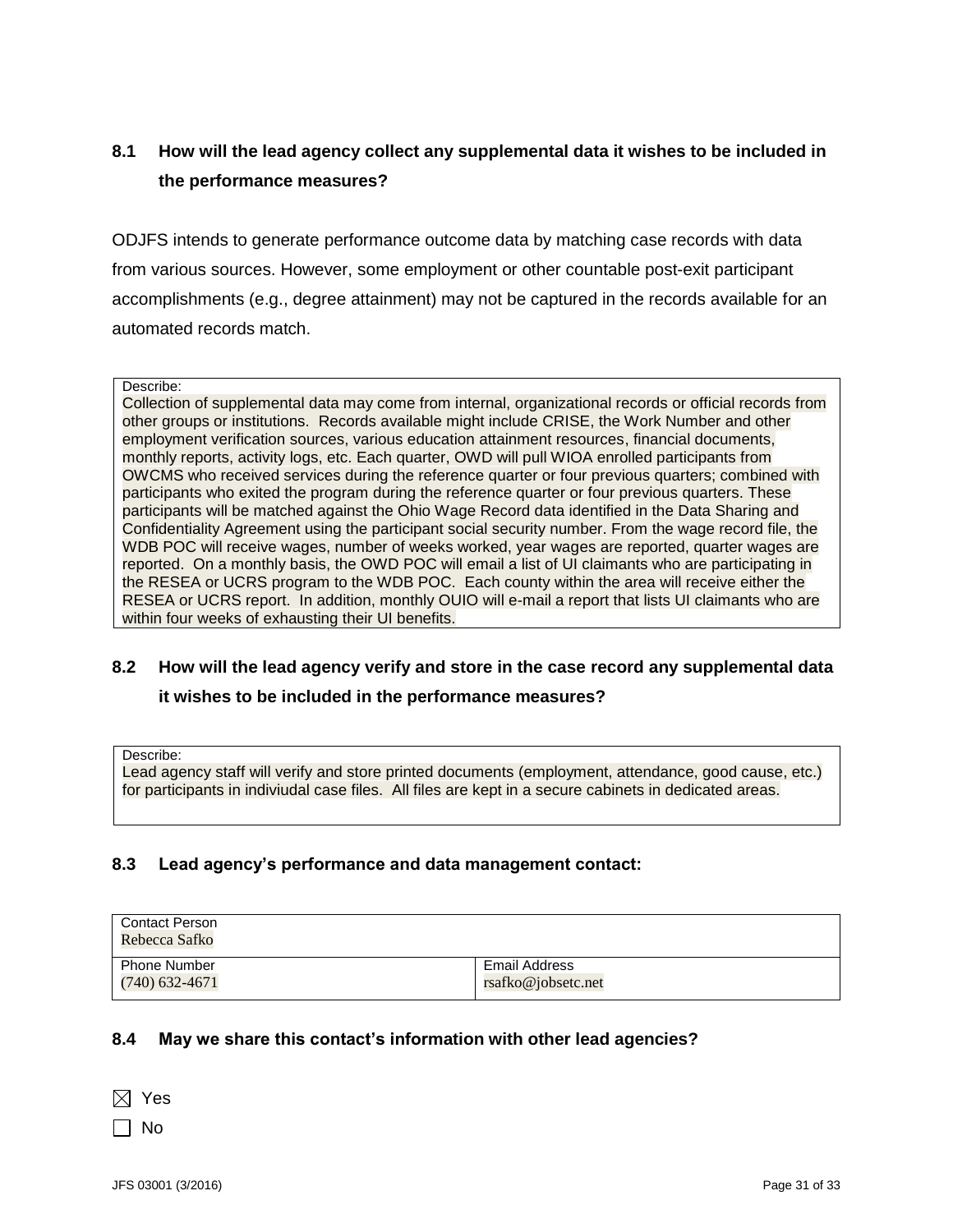### 8.1 How will the lead agency collect any supplemental data it wishes to be included in the performance measures?

ODJFS intends to generate performance outcome data by matching case records with data from various sources. However, some employment or other countable post-exit participant accomplishments (e.g., degree attainment) may not be captured in the records available for an automated records match.

| Describe: |
|---|
| Collection of supplemental data may come from internal, organizational records or official records from other groups or institutions. Records available might include CRISE, the Work Number and other employment verification sources, various education attainment resources, financial documents, monthly reports, activity logs, etc. Each quarter, OWD will pull WIOA enrolled participants from OWCMS who received services during the reference quarter or four previous quarters; combined with participants who exited the program during the reference quarter or four previous quarters. These participants will be matched against the Ohio Wage Record data identified in the Data Sharing and Confidentiality Agreement using the participant social security number. From the wage record file, the WDB POC will receive wages, number of weeks worked, year wages are reported, quarter wages are reported. On a monthly basis, the OWD POC will email a list of UI claimants who are participating in the RESEA or UCRS program to the WDB POC. Each county within the area will receive either the RESEA or UCRS report. In addition, monthly OUIO will e-mail a report that lists UI claimants who are within four weeks of exhausting their UI benefits. |

### 8.2 How will the lead agency verify and store in the case record any supplemental data it wishes to be included in the performance measures?

| Describe: |
|---|
| Lead agency staff will verify and store printed documents (employment, attendance, good cause, etc.) for participants in indiviudal case files. All files are kept in a secure cabinets in dedicated areas. |

### 8.3 Lead agency's performance and data management contact:

| Contact Person<br>Rebecca Safko | |
|---|---|
| Phone Number<br>(740) 632-4671 | Email Address<br>rsafko@jobsetc.net |

### 8.4 May we share this contact's information with other lead agencies?

☒ Yes

☐ No

JFS 03001 (3/2016)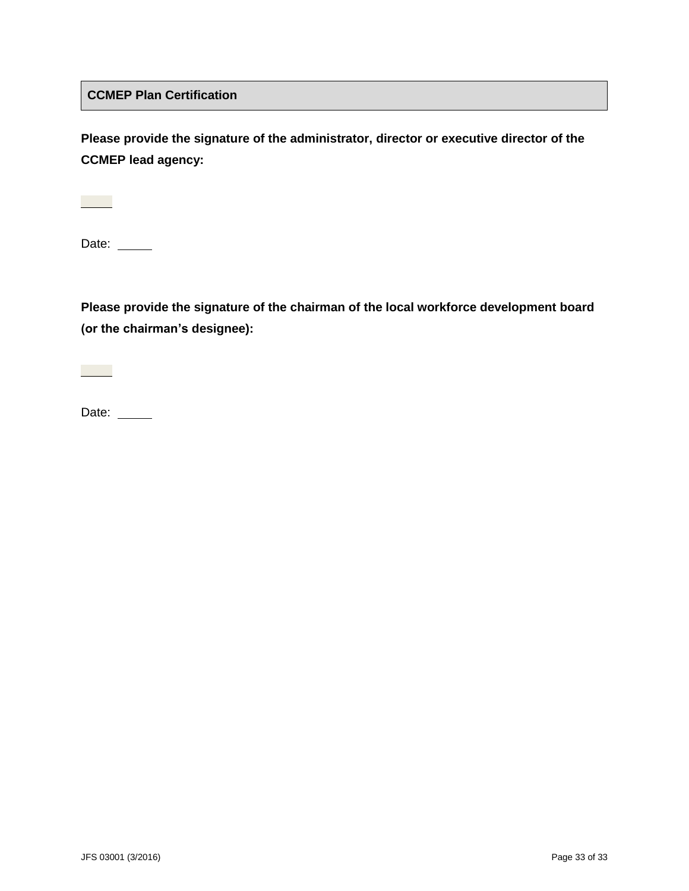## CCMEP Plan Certification

**Please provide the signature of the administrator, director or executive director of the CCMEP lead agency:**

_____

Date: _____

**Please provide the signature of the chairman of the local workforce development board (or the chairman's designee):**

_____

Date: _____